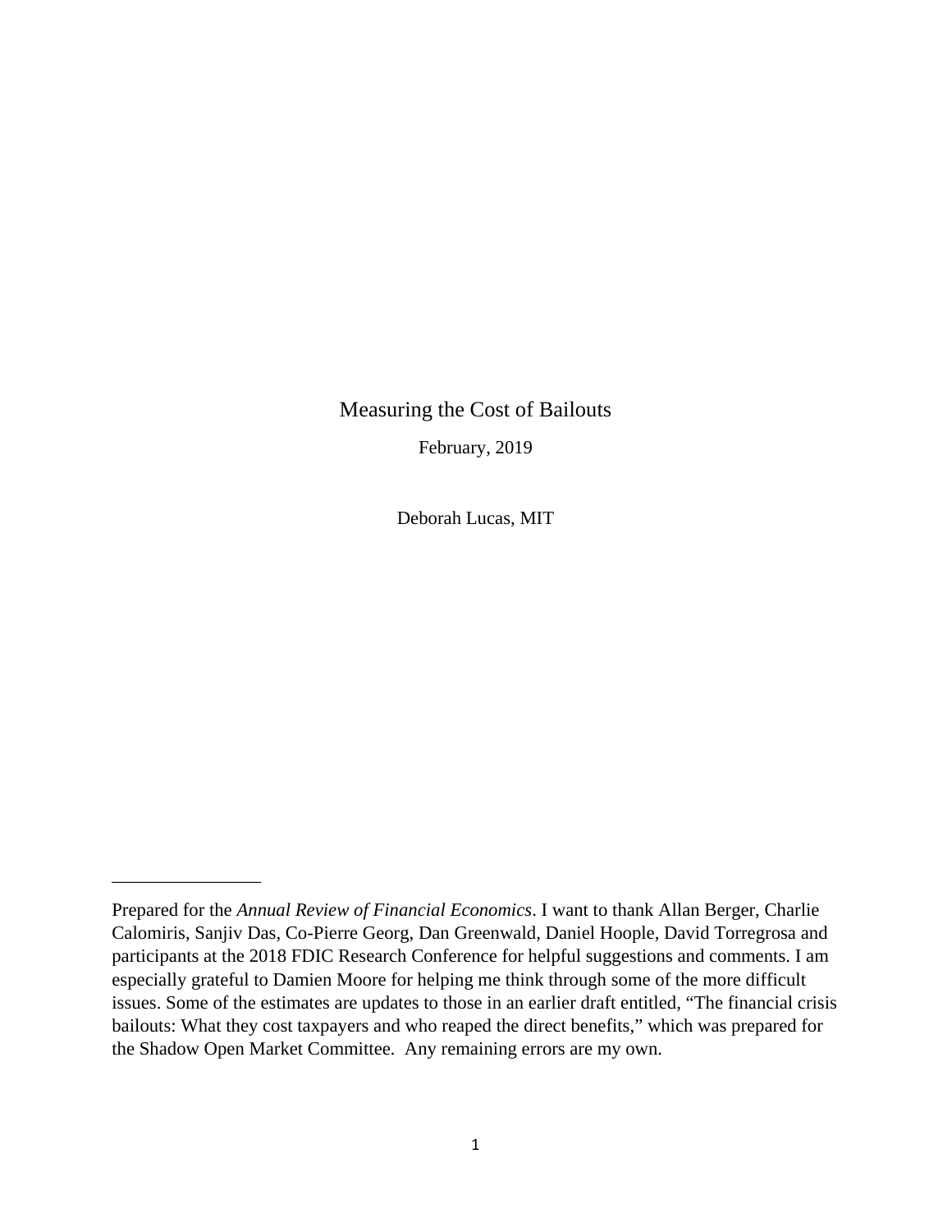# Measuring the Cost of Bailouts

February, 2019

Deborah Lucas, MIT

---

Prepared for the *Annual Review of Financial Economics*. I want to thank Allan Berger, Charlie Calomiris, Sanjiv Das, Co-Pierre Georg, Dan Greenwald, Daniel Hoople, David Torregrosa and participants at the 2018 FDIC Research Conference for helpful suggestions and comments. I am especially grateful to Damien Moore for helping me think through some of the more difficult issues. Some of the estimates are updates to those in an earlier draft entitled, "The financial crisis bailouts: What they cost taxpayers and who reaped the direct benefits," which was prepared for the Shadow Open Market Committee. Any remaining errors are my own.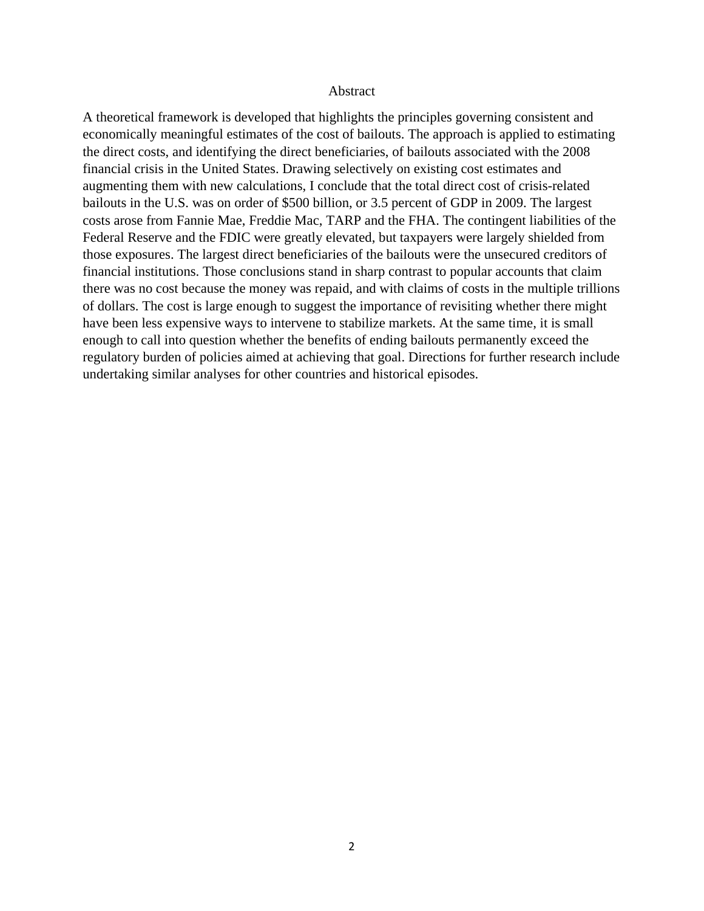## Abstract

A theoretical framework is developed that highlights the principles governing consistent and economically meaningful estimates of the cost of bailouts. The approach is applied to estimating the direct costs, and identifying the direct beneficiaries, of bailouts associated with the 2008 financial crisis in the United States. Drawing selectively on existing cost estimates and augmenting them with new calculations, I conclude that the total direct cost of crisis-related bailouts in the U.S. was on order of $500 billion, or 3.5 percent of GDP in 2009. The largest costs arose from Fannie Mae, Freddie Mac, TARP and the FHA. The contingent liabilities of the Federal Reserve and the FDIC were greatly elevated, but taxpayers were largely shielded from those exposures. The largest direct beneficiaries of the bailouts were the unsecured creditors of financial institutions. Those conclusions stand in sharp contrast to popular accounts that claim there was no cost because the money was repaid, and with claims of costs in the multiple trillions of dollars. The cost is large enough to suggest the importance of revisiting whether there might have been less expensive ways to intervene to stabilize markets. At the same time, it is small enough to call into question whether the benefits of ending bailouts permanently exceed the regulatory burden of policies aimed at achieving that goal. Directions for further research include undertaking similar analyses for other countries and historical episodes.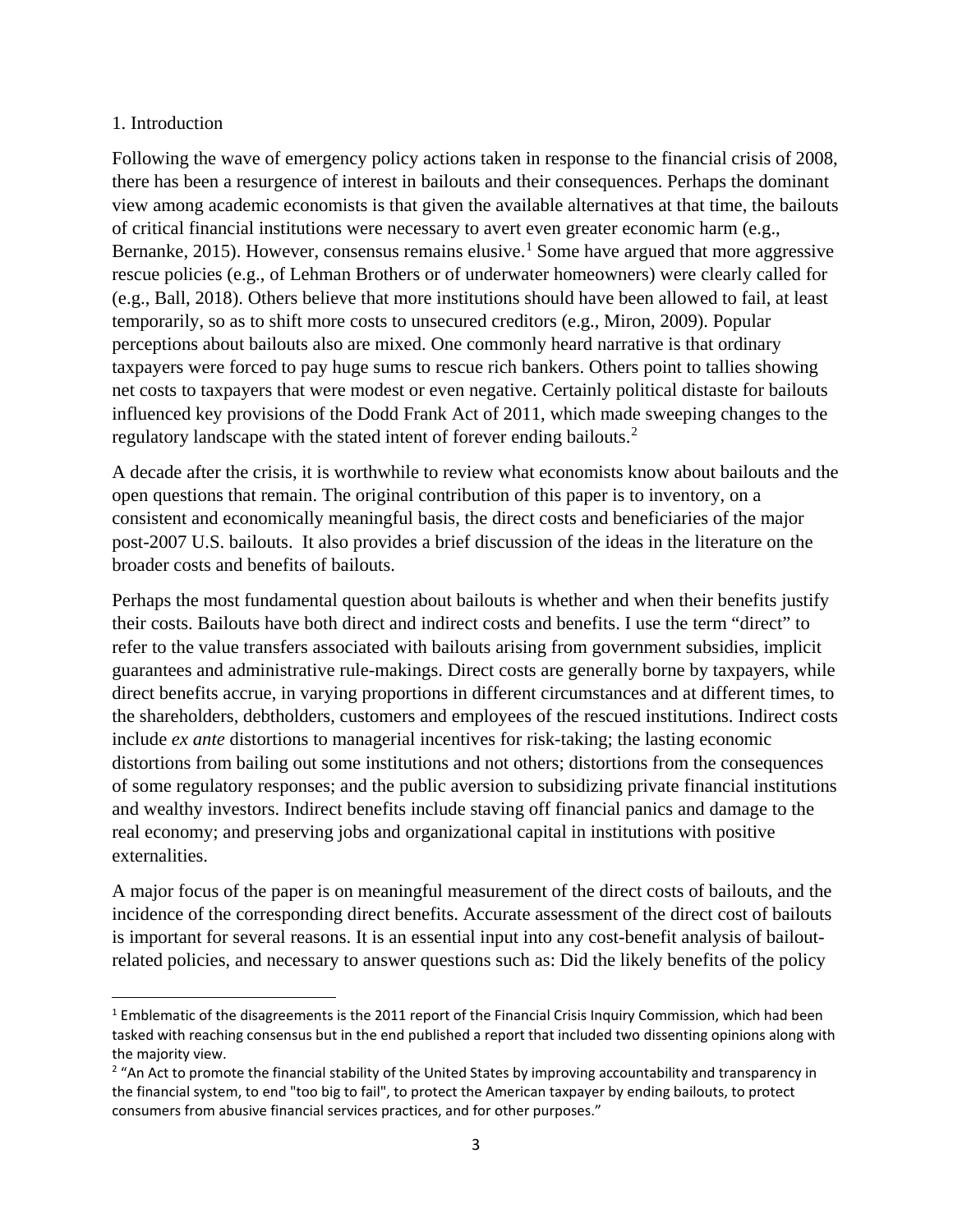## 1. Introduction

Following the wave of emergency policy actions taken in response to the financial crisis of 2008, there has been a resurgence of interest in bailouts and their consequences. Perhaps the dominant view among academic economists is that given the available alternatives at that time, the bailouts of critical financial institutions were necessary to avert even greater economic harm (e.g., Bernanke, 2015). However, consensus remains elusive.[1] Some have argued that more aggressive rescue policies (e.g., of Lehman Brothers or of underwater homeowners) were clearly called for (e.g., Ball, 2018). Others believe that more institutions should have been allowed to fail, at least temporarily, so as to shift more costs to unsecured creditors (e.g., Miron, 2009). Popular perceptions about bailouts also are mixed. One commonly heard narrative is that ordinary taxpayers were forced to pay huge sums to rescue rich bankers. Others point to tallies showing net costs to taxpayers that were modest or even negative. Certainly political distaste for bailouts influenced key provisions of the Dodd Frank Act of 2011, which made sweeping changes to the regulatory landscape with the stated intent of forever ending bailouts.[2]

A decade after the crisis, it is worthwhile to review what economists know about bailouts and the open questions that remain. The original contribution of this paper is to inventory, on a consistent and economically meaningful basis, the direct costs and beneficiaries of the major post-2007 U.S. bailouts. It also provides a brief discussion of the ideas in the literature on the broader costs and benefits of bailouts.

Perhaps the most fundamental question about bailouts is whether and when their benefits justify their costs. Bailouts have both direct and indirect costs and benefits. I use the term "direct" to refer to the value transfers associated with bailouts arising from government subsidies, implicit guarantees and administrative rule-makings. Direct costs are generally borne by taxpayers, while direct benefits accrue, in varying proportions in different circumstances and at different times, to the shareholders, debtholders, customers and employees of the rescued institutions. Indirect costs include *ex ante* distortions to managerial incentives for risk-taking; the lasting economic distortions from bailing out some institutions and not others; distortions from the consequences of some regulatory responses; and the public aversion to subsidizing private financial institutions and wealthy investors. Indirect benefits include staving off financial panics and damage to the real economy; and preserving jobs and organizational capital in institutions with positive externalities.

A major focus of the paper is on meaningful measurement of the direct costs of bailouts, and the incidence of the corresponding direct benefits. Accurate assessment of the direct cost of bailouts is important for several reasons. It is an essential input into any cost-benefit analysis of bailout-related policies, and necessary to answer questions such as: Did the likely benefits of the policy

[1] Emblematic of the disagreements is the 2011 report of the Financial Crisis Inquiry Commission, which had been tasked with reaching consensus but in the end published a report that included two dissenting opinions along with the majority view.

[2] "An Act to promote the financial stability of the United States by improving accountability and transparency in the financial system, to end "too big to fail", to protect the American taxpayer by ending bailouts, to protect consumers from abusive financial services practices, and for other purposes."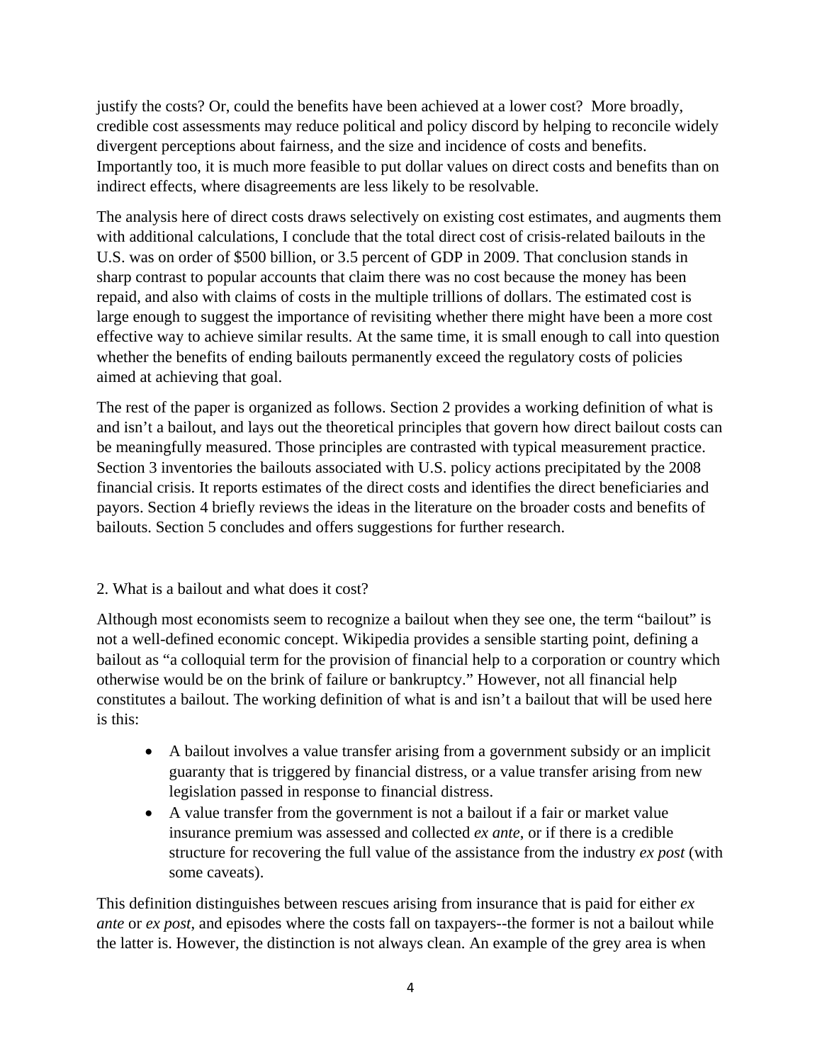justify the costs? Or, could the benefits have been achieved at a lower cost? More broadly, credible cost assessments may reduce political and policy discord by helping to reconcile widely divergent perceptions about fairness, and the size and incidence of costs and benefits. Importantly too, it is much more feasible to put dollar values on direct costs and benefits than on indirect effects, where disagreements are less likely to be resolvable.

The analysis here of direct costs draws selectively on existing cost estimates, and augments them with additional calculations, I conclude that the total direct cost of crisis-related bailouts in the U.S. was on order of $500 billion, or 3.5 percent of GDP in 2009. That conclusion stands in sharp contrast to popular accounts that claim there was no cost because the money has been repaid, and also with claims of costs in the multiple trillions of dollars. The estimated cost is large enough to suggest the importance of revisiting whether there might have been a more cost effective way to achieve similar results. At the same time, it is small enough to call into question whether the benefits of ending bailouts permanently exceed the regulatory costs of policies aimed at achieving that goal.

The rest of the paper is organized as follows. Section 2 provides a working definition of what is and isn't a bailout, and lays out the theoretical principles that govern how direct bailout costs can be meaningfully measured. Those principles are contrasted with typical measurement practice. Section 3 inventories the bailouts associated with U.S. policy actions precipitated by the 2008 financial crisis. It reports estimates of the direct costs and identifies the direct beneficiaries and payors. Section 4 briefly reviews the ideas in the literature on the broader costs and benefits of bailouts. Section 5 concludes and offers suggestions for further research.

## 2. What is a bailout and what does it cost?

Although most economists seem to recognize a bailout when they see one, the term "bailout" is not a well-defined economic concept. Wikipedia provides a sensible starting point, defining a bailout as "a colloquial term for the provision of financial help to a corporation or country which otherwise would be on the brink of failure or bankruptcy." However, not all financial help constitutes a bailout. The working definition of what is and isn't a bailout that will be used here is this:

- A bailout involves a value transfer arising from a government subsidy or an implicit guaranty that is triggered by financial distress, or a value transfer arising from new legislation passed in response to financial distress.
- A value transfer from the government is not a bailout if a fair or market value insurance premium was assessed and collected *ex ante*, or if there is a credible structure for recovering the full value of the assistance from the industry *ex post* (with some caveats).

This definition distinguishes between rescues arising from insurance that is paid for either *ex ante* or *ex post*, and episodes where the costs fall on taxpayers--the former is not a bailout while the latter is. However, the distinction is not always clean. An example of the grey area is when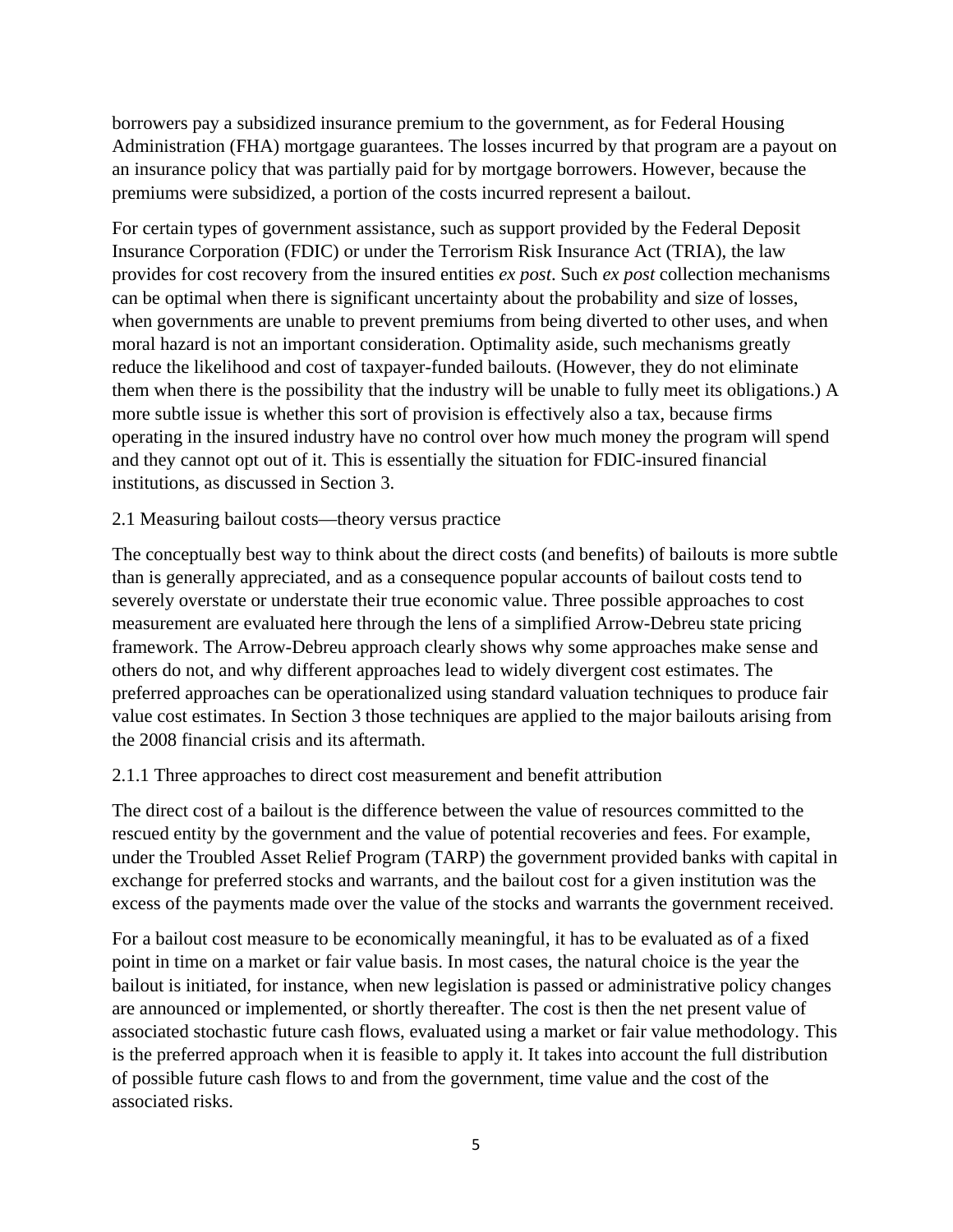borrowers pay a subsidized insurance premium to the government, as for Federal Housing Administration (FHA) mortgage guarantees. The losses incurred by that program are a payout on an insurance policy that was partially paid for by mortgage borrowers. However, because the premiums were subsidized, a portion of the costs incurred represent a bailout.

For certain types of government assistance, such as support provided by the Federal Deposit Insurance Corporation (FDIC) or under the Terrorism Risk Insurance Act (TRIA), the law provides for cost recovery from the insured entities *ex post*. Such *ex post* collection mechanisms can be optimal when there is significant uncertainty about the probability and size of losses, when governments are unable to prevent premiums from being diverted to other uses, and when moral hazard is not an important consideration. Optimality aside, such mechanisms greatly reduce the likelihood and cost of taxpayer-funded bailouts. (However, they do not eliminate them when there is the possibility that the industry will be unable to fully meet its obligations.) A more subtle issue is whether this sort of provision is effectively also a tax, because firms operating in the insured industry have no control over how much money the program will spend and they cannot opt out of it. This is essentially the situation for FDIC-insured financial institutions, as discussed in Section 3.

## 2.1 Measuring bailout costs—theory versus practice

The conceptually best way to think about the direct costs (and benefits) of bailouts is more subtle than is generally appreciated, and as a consequence popular accounts of bailout costs tend to severely overstate or understate their true economic value. Three possible approaches to cost measurement are evaluated here through the lens of a simplified Arrow-Debreu state pricing framework. The Arrow-Debreu approach clearly shows why some approaches make sense and others do not, and why different approaches lead to widely divergent cost estimates. The preferred approaches can be operationalized using standard valuation techniques to produce fair value cost estimates. In Section 3 those techniques are applied to the major bailouts arising from the 2008 financial crisis and its aftermath.

### 2.1.1 Three approaches to direct cost measurement and benefit attribution

The direct cost of a bailout is the difference between the value of resources committed to the rescued entity by the government and the value of potential recoveries and fees. For example, under the Troubled Asset Relief Program (TARP) the government provided banks with capital in exchange for preferred stocks and warrants, and the bailout cost for a given institution was the excess of the payments made over the value of the stocks and warrants the government received.

For a bailout cost measure to be economically meaningful, it has to be evaluated as of a fixed point in time on a market or fair value basis. In most cases, the natural choice is the year the bailout is initiated, for instance, when new legislation is passed or administrative policy changes are announced or implemented, or shortly thereafter. The cost is then the net present value of associated stochastic future cash flows, evaluated using a market or fair value methodology. This is the preferred approach when it is feasible to apply it. It takes into account the full distribution of possible future cash flows to and from the government, time value and the cost of the associated risks.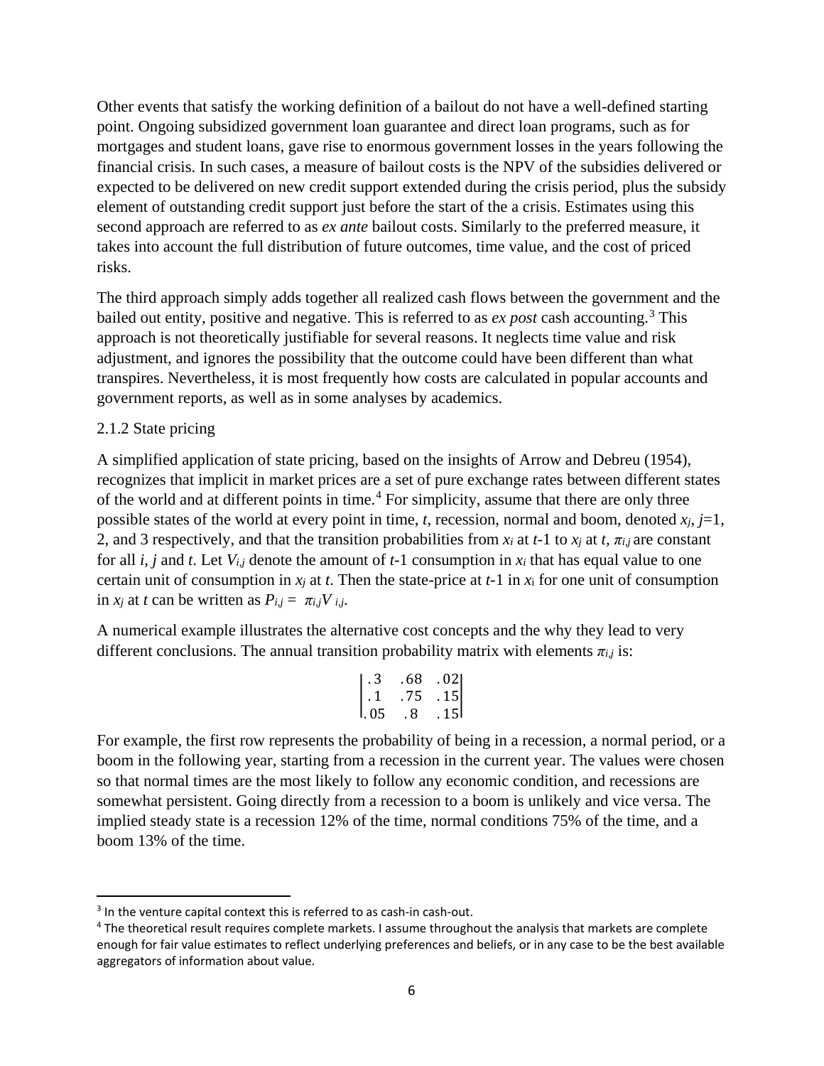Other events that satisfy the working definition of a bailout do not have a well-defined starting point. Ongoing subsidized government loan guarantee and direct loan programs, such as for mortgages and student loans, gave rise to enormous government losses in the years following the financial crisis. In such cases, a measure of bailout costs is the NPV of the subsidies delivered or expected to be delivered on new credit support extended during the crisis period, plus the subsidy element of outstanding credit support just before the start of the a crisis. Estimates using this second approach are referred to as *ex ante* bailout costs. Similarly to the preferred measure, it takes into account the full distribution of future outcomes, time value, and the cost of priced risks.

The third approach simply adds together all realized cash flows between the government and the bailed out entity, positive and negative. This is referred to as *ex post* cash accounting.[3] This approach is not theoretically justifiable for several reasons. It neglects time value and risk adjustment, and ignores the possibility that the outcome could have been different than what transpires. Nevertheless, it is most frequently how costs are calculated in popular accounts and government reports, as well as in some analyses by academics.

### 2.1.2 State pricing

A simplified application of state pricing, based on the insights of Arrow and Debreu (1954), recognizes that implicit in market prices are a set of pure exchange rates between different states of the world and at different points in time.[4] For simplicity, assume that there are only three possible states of the world at every point in time, $t$, recession, normal and boom, denoted $x_j$, $j$=1, 2, and 3 respectively, and that the transition probabilities from $x_i$ at $t$-1 to $x_j$ at $t$, $\pi_{i,j}$ are constant for all $i$, $j$ and $t$. Let $V_{i,j}$ denote the amount of $t$-1 consumption in $x_i$ that has equal value to one certain unit of consumption in $x_j$ at $t$. Then the state-price at $t$-1 in $x_i$ for one unit of consumption in $x_j$ at $t$ can be written as $P_{i,j} = \pi_{i,j} V_{i,j}$.

A numerical example illustrates the alternative cost concepts and the why they lead to very different conclusions. The annual transition probability matrix with elements $\pi_{i,j}$ is:

$$\begin{vmatrix} .3 & .68 & .02 \\ .1 & .75 & .15 \\ .05 & .8 & .15 \end{vmatrix}$$

For example, the first row represents the probability of being in a recession, a normal period, or a boom in the following year, starting from a recession in the current year. The values were chosen so that normal times are the most likely to follow any economic condition, and recessions are somewhat persistent. Going directly from a recession to a boom is unlikely and vice versa. The implied steady state is a recession 12% of the time, normal conditions 75% of the time, and a boom 13% of the time.

---

[3] In the venture capital context this is referred to as cash-in cash-out.

[4] The theoretical result requires complete markets. I assume throughout the analysis that markets are complete enough for fair value estimates to reflect underlying preferences and beliefs, or in any case to be the best available aggregators of information about value.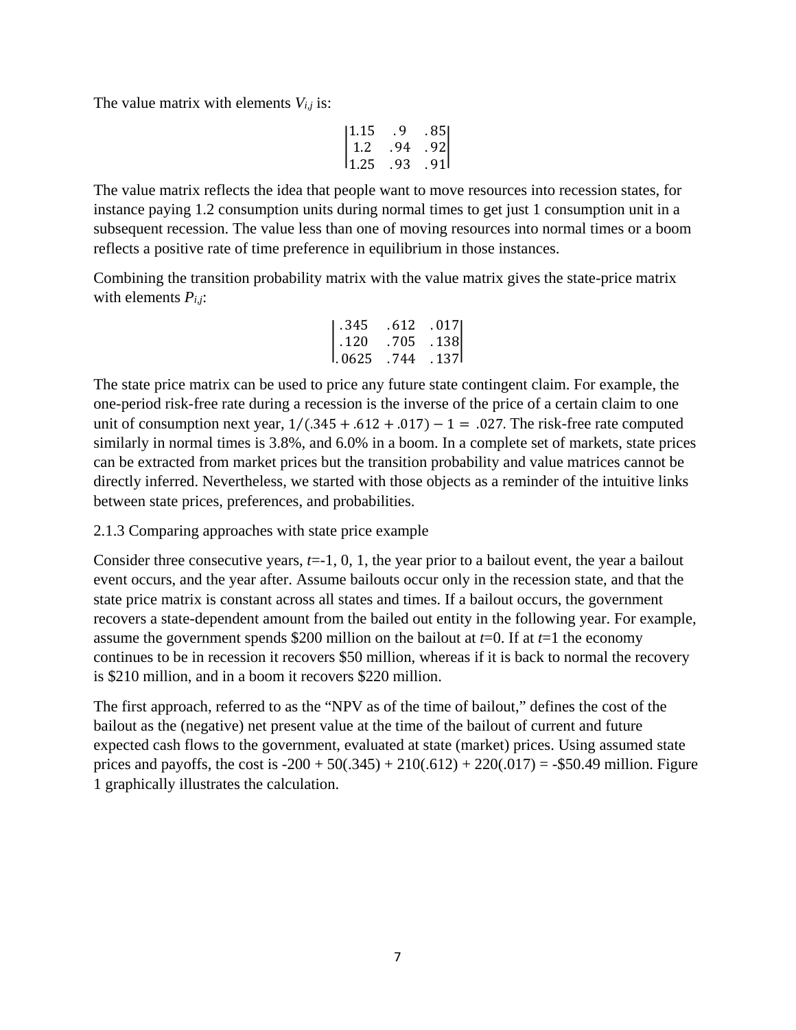The value matrix with elements $V_{i,j}$ is:

$$\begin{vmatrix} 1.15 & .9 & .85 \\ 1.2 & .94 & .92 \\ 1.25 & .93 & .91 \end{vmatrix}$$

The value matrix reflects the idea that people want to move resources into recession states, for instance paying 1.2 consumption units during normal times to get just 1 consumption unit in a subsequent recession. The value less than one of moving resources into normal times or a boom reflects a positive rate of time preference in equilibrium in those instances.

Combining the transition probability matrix with the value matrix gives the state-price matrix with elements $P_{i,j}$:

$$\begin{vmatrix} .345 & .612 & .017 \\ .120 & .705 & .138 \\ .0625 & .744 & .137 \end{vmatrix}$$

The state price matrix can be used to price any future state contingent claim. For example, the one-period risk-free rate during a recession is the inverse of the price of a certain claim to one unit of consumption next year, $1/(.345 + .612 + .017) - 1 = .027$. The risk-free rate computed similarly in normal times is 3.8%, and 6.0% in a boom. In a complete set of markets, state prices can be extracted from market prices but the transition probability and value matrices cannot be directly inferred. Nevertheless, we started with those objects as a reminder of the intuitive links between state prices, preferences, and probabilities.

2.1.3 Comparing approaches with state price example

Consider three consecutive years, $t$=-1, 0, 1, the year prior to a bailout event, the year a bailout event occurs, and the year after. Assume bailouts occur only in the recession state, and that the state price matrix is constant across all states and times. If a bailout occurs, the government recovers a state-dependent amount from the bailed out entity in the following year. For example, assume the government spends \$200 million on the bailout at $t$=0. If at $t$=1 the economy continues to be in recession it recovers \$50 million, whereas if it is back to normal the recovery is \$210 million, and in a boom it recovers \$220 million.

The first approach, referred to as the "NPV as of the time of bailout," defines the cost of the bailout as the (negative) net present value at the time of the bailout of current and future expected cash flows to the government, evaluated at state (market) prices. Using assumed state prices and payoffs, the cost is -200 + 50(.345) + 210(.612) + 220(.017) = -\$50.49 million. Figure 1 graphically illustrates the calculation.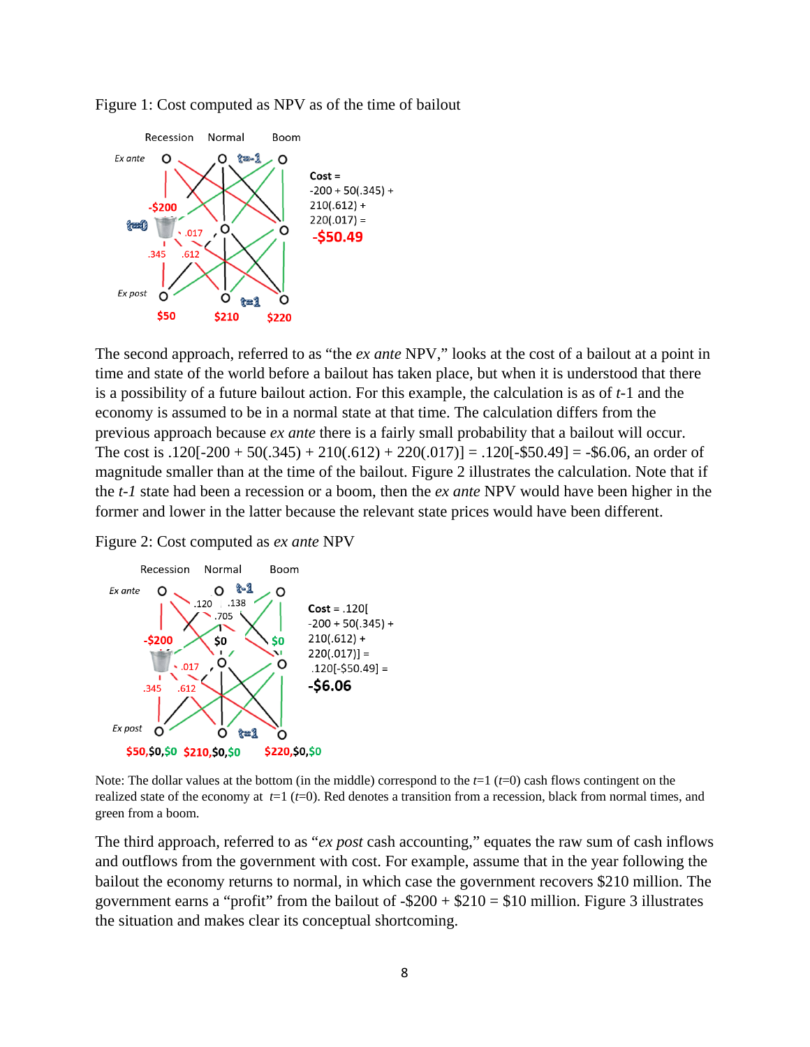Figure 1: Cost computed as NPV as of the time of bailout

Cost = -200 + 50(.345) + 210(.612) + 220(.017) = -$50.49

The second approach, referred to as "the *ex ante* NPV," looks at the cost of a bailout at a point in time and state of the world before a bailout has taken place, but when it is understood that there is a possibility of a future bailout action. For this example, the calculation is as of $t$-1 and the economy is assumed to be in a normal state at that time. The calculation differs from the previous approach because *ex ante* there is a fairly small probability that a bailout will occur. The cost is .120[-200 + 50(.345) + 210(.612) + 220(.017)] = .120[-\$50.49] = -\$6.06, an order of magnitude smaller than at the time of the bailout. Figure 2 illustrates the calculation. Note that if the $t$-1 state had been a recession or a boom, then the *ex ante* NPV would have been higher in the former and lower in the latter because the relevant state prices would have been different.

Figure 2: Cost computed as *ex ante* NPV

Cost = .120[-200 + 50(.345) + 210(.612) + 220(.017)] = .120[-$50.49] = -$6.06

Note: The dollar values at the bottom (in the middle) correspond to the $t$=1 ($t$=0) cash flows contingent on the realized state of the economy at $t$=1 ($t$=0). Red denotes a transition from a recession, black from normal times, and green from a boom.

The third approach, referred to as "*ex post* cash accounting," equates the raw sum of cash inflows and outflows from the government with cost. For example, assume that in the year following the bailout the economy returns to normal, in which case the government recovers \$210 million. The government earns a "profit" from the bailout of -\$200 + \$210 = \$10 million. Figure 3 illustrates the situation and makes clear its conceptual shortcoming.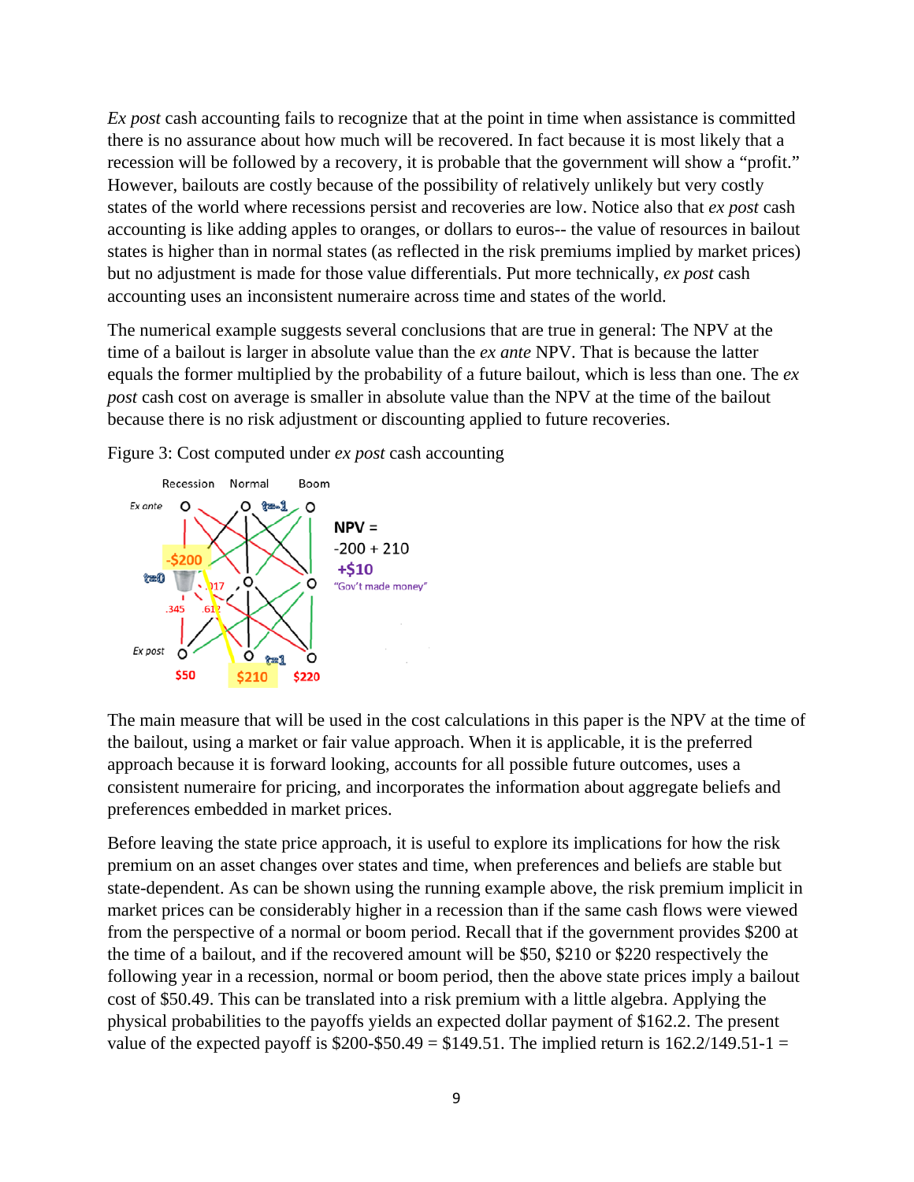*Ex post* cash accounting fails to recognize that at the point in time when assistance is committed there is no assurance about how much will be recovered. In fact because it is most likely that a recession will be followed by a recovery, it is probable that the government will show a "profit." However, bailouts are costly because of the possibility of relatively unlikely but very costly states of the world where recessions persist and recoveries are low. Notice also that *ex post* cash accounting is like adding apples to oranges, or dollars to euros-- the value of resources in bailout states is higher than in normal states (as reflected in the risk premiums implied by market prices) but no adjustment is made for those value differentials. Put more technically, *ex post* cash accounting uses an inconsistent numeraire across time and states of the world.

The numerical example suggests several conclusions that are true in general: The NPV at the time of a bailout is larger in absolute value than the *ex ante* NPV. That is because the latter equals the former multiplied by the probability of a future bailout, which is less than one. The *ex post* cash cost on average is smaller in absolute value than the NPV at the time of the bailout because there is no risk adjustment or discounting applied to future recoveries.

Figure 3: Cost computed under *ex post* cash accounting

The main measure that will be used in the cost calculations in this paper is the NPV at the time of the bailout, using a market or fair value approach. When it is applicable, it is the preferred approach because it is forward looking, accounts for all possible future outcomes, uses a consistent numeraire for pricing, and incorporates the information about aggregate beliefs and preferences embedded in market prices.

Before leaving the state price approach, it is useful to explore its implications for how the risk premium on an asset changes over states and time, when preferences and beliefs are stable but state-dependent. As can be shown using the running example above, the risk premium implicit in market prices can be considerably higher in a recession than if the same cash flows were viewed from the perspective of a normal or boom period. Recall that if the government provides $200 at the time of a bailout, and if the recovered amount will be $50, $210 or $220 respectively the following year in a recession, normal or boom period, then the above state prices imply a bailout cost of $50.49. This can be translated into a risk premium with a little algebra. Applying the physical probabilities to the payoffs yields an expected dollar payment of $162.2. The present value of the expected payoff is $200-$50.49 = $149.51. The implied return is 162.2/149.51-1 =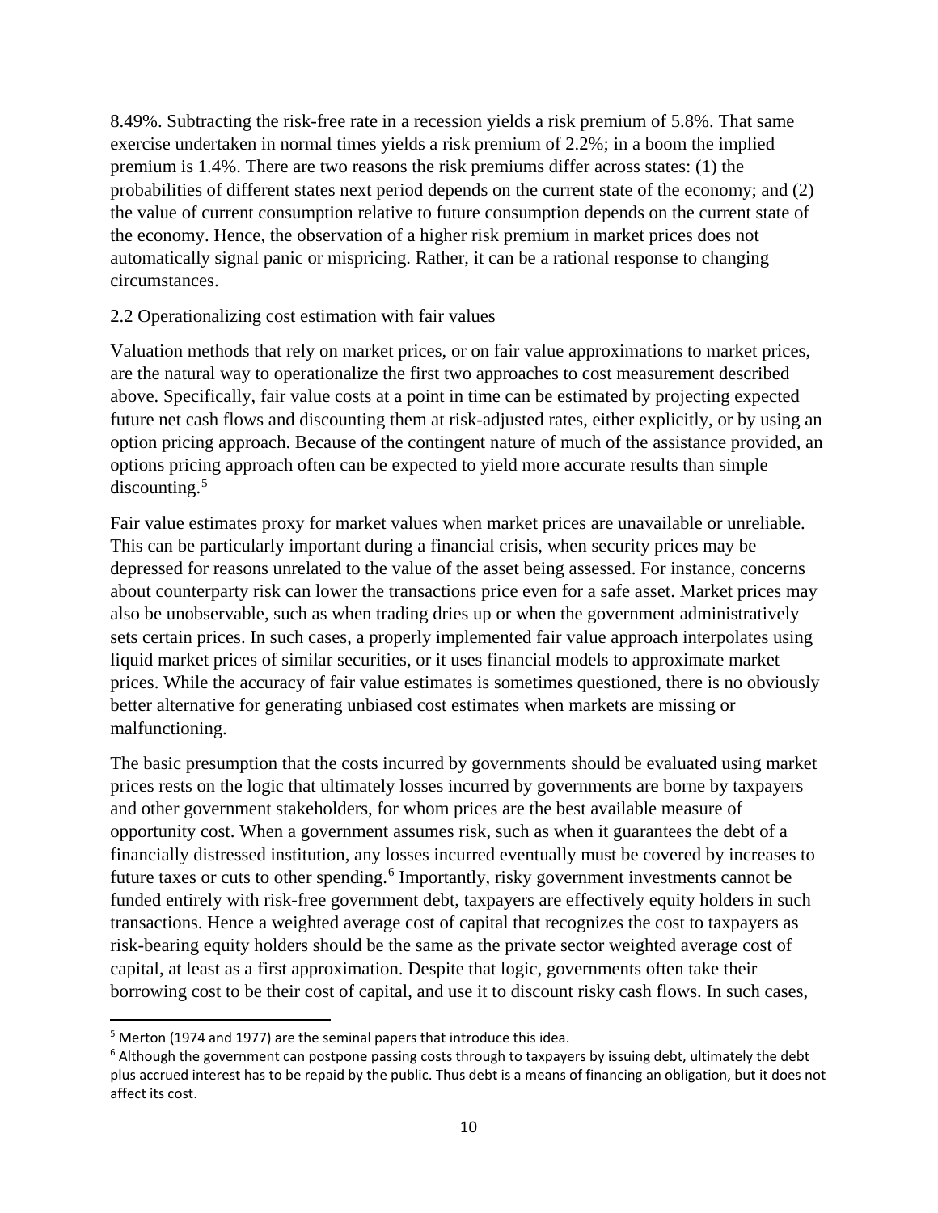8.49%. Subtracting the risk-free rate in a recession yields a risk premium of 5.8%. That same exercise undertaken in normal times yields a risk premium of 2.2%; in a boom the implied premium is 1.4%. There are two reasons the risk premiums differ across states: (1) the probabilities of different states next period depends on the current state of the economy; and (2) the value of current consumption relative to future consumption depends on the current state of the economy. Hence, the observation of a higher risk premium in market prices does not automatically signal panic or mispricing. Rather, it can be a rational response to changing circumstances.

## 2.2 Operationalizing cost estimation with fair values

Valuation methods that rely on market prices, or on fair value approximations to market prices, are the natural way to operationalize the first two approaches to cost measurement described above. Specifically, fair value costs at a point in time can be estimated by projecting expected future net cash flows and discounting them at risk-adjusted rates, either explicitly, or by using an option pricing approach. Because of the contingent nature of much of the assistance provided, an options pricing approach often can be expected to yield more accurate results than simple discounting.[5]

Fair value estimates proxy for market values when market prices are unavailable or unreliable. This can be particularly important during a financial crisis, when security prices may be depressed for reasons unrelated to the value of the asset being assessed. For instance, concerns about counterparty risk can lower the transactions price even for a safe asset. Market prices may also be unobservable, such as when trading dries up or when the government administratively sets certain prices. In such cases, a properly implemented fair value approach interpolates using liquid market prices of similar securities, or it uses financial models to approximate market prices. While the accuracy of fair value estimates is sometimes questioned, there is no obviously better alternative for generating unbiased cost estimates when markets are missing or malfunctioning.

The basic presumption that the costs incurred by governments should be evaluated using market prices rests on the logic that ultimately losses incurred by governments are borne by taxpayers and other government stakeholders, for whom prices are the best available measure of opportunity cost. When a government assumes risk, such as when it guarantees the debt of a financially distressed institution, any losses incurred eventually must be covered by increases to future taxes or cuts to other spending.[6] Importantly, risky government investments cannot be funded entirely with risk-free government debt, taxpayers are effectively equity holders in such transactions. Hence a weighted average cost of capital that recognizes the cost to taxpayers as risk-bearing equity holders should be the same as the private sector weighted average cost of capital, at least as a first approximation. Despite that logic, governments often take their borrowing cost to be their cost of capital, and use it to discount risky cash flows. In such cases,

---

[5] Merton (1974 and 1977) are the seminal papers that introduce this idea.

[6] Although the government can postpone passing costs through to taxpayers by issuing debt, ultimately the debt plus accrued interest has to be repaid by the public. Thus debt is a means of financing an obligation, but it does not affect its cost.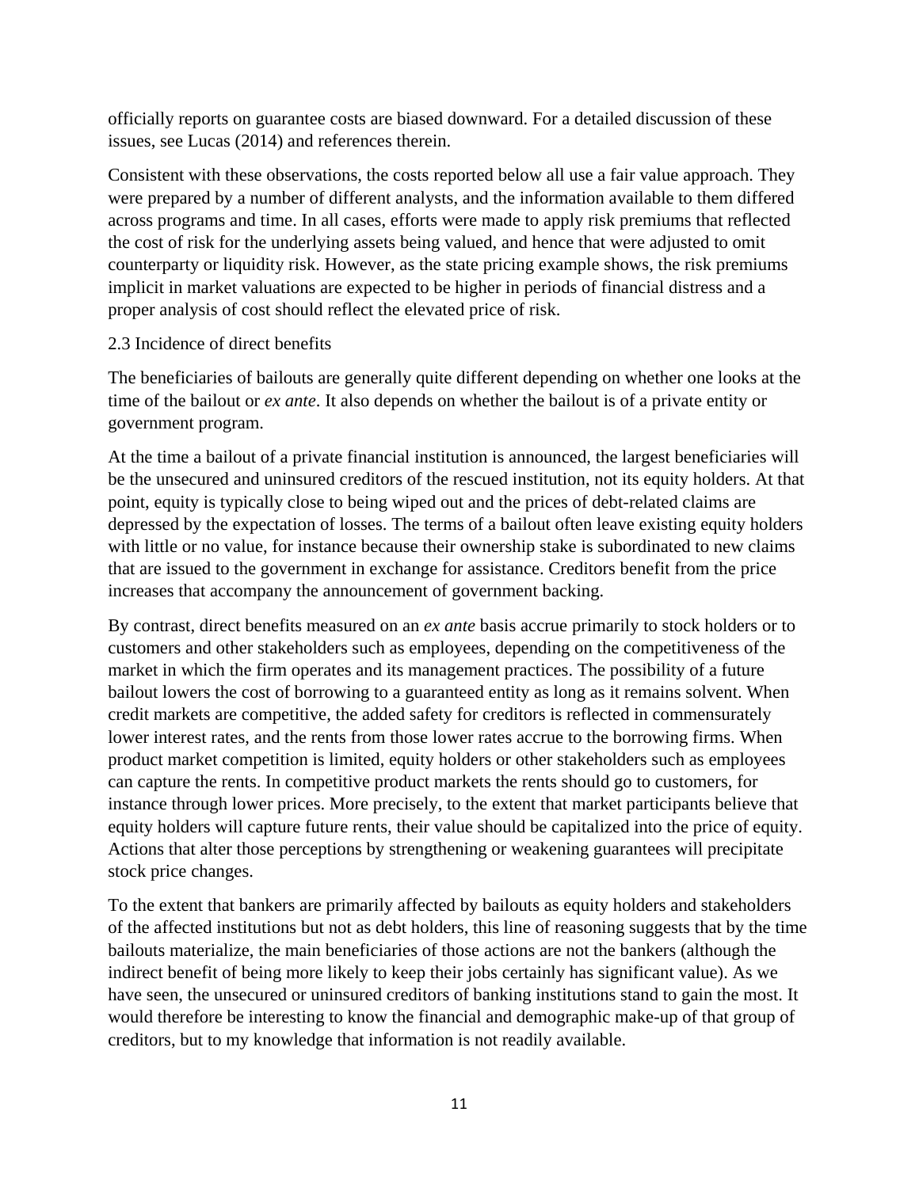officially reports on guarantee costs are biased downward. For a detailed discussion of these issues, see Lucas (2014) and references therein.

Consistent with these observations, the costs reported below all use a fair value approach. They were prepared by a number of different analysts, and the information available to them differed across programs and time. In all cases, efforts were made to apply risk premiums that reflected the cost of risk for the underlying assets being valued, and hence that were adjusted to omit counterparty or liquidity risk. However, as the state pricing example shows, the risk premiums implicit in market valuations are expected to be higher in periods of financial distress and a proper analysis of cost should reflect the elevated price of risk.

### 2.3 Incidence of direct benefits

The beneficiaries of bailouts are generally quite different depending on whether one looks at the time of the bailout or *ex ante*. It also depends on whether the bailout is of a private entity or government program.

At the time a bailout of a private financial institution is announced, the largest beneficiaries will be the unsecured and uninsured creditors of the rescued institution, not its equity holders. At that point, equity is typically close to being wiped out and the prices of debt-related claims are depressed by the expectation of losses. The terms of a bailout often leave existing equity holders with little or no value, for instance because their ownership stake is subordinated to new claims that are issued to the government in exchange for assistance. Creditors benefit from the price increases that accompany the announcement of government backing.

By contrast, direct benefits measured on an *ex ante* basis accrue primarily to stock holders or to customers and other stakeholders such as employees, depending on the competitiveness of the market in which the firm operates and its management practices. The possibility of a future bailout lowers the cost of borrowing to a guaranteed entity as long as it remains solvent. When credit markets are competitive, the added safety for creditors is reflected in commensurately lower interest rates, and the rents from those lower rates accrue to the borrowing firms. When product market competition is limited, equity holders or other stakeholders such as employees can capture the rents. In competitive product markets the rents should go to customers, for instance through lower prices. More precisely, to the extent that market participants believe that equity holders will capture future rents, their value should be capitalized into the price of equity. Actions that alter those perceptions by strengthening or weakening guarantees will precipitate stock price changes.

To the extent that bankers are primarily affected by bailouts as equity holders and stakeholders of the affected institutions but not as debt holders, this line of reasoning suggests that by the time bailouts materialize, the main beneficiaries of those actions are not the bankers (although the indirect benefit of being more likely to keep their jobs certainly has significant value). As we have seen, the unsecured or uninsured creditors of banking institutions stand to gain the most. It would therefore be interesting to know the financial and demographic make-up of that group of creditors, but to my knowledge that information is not readily available.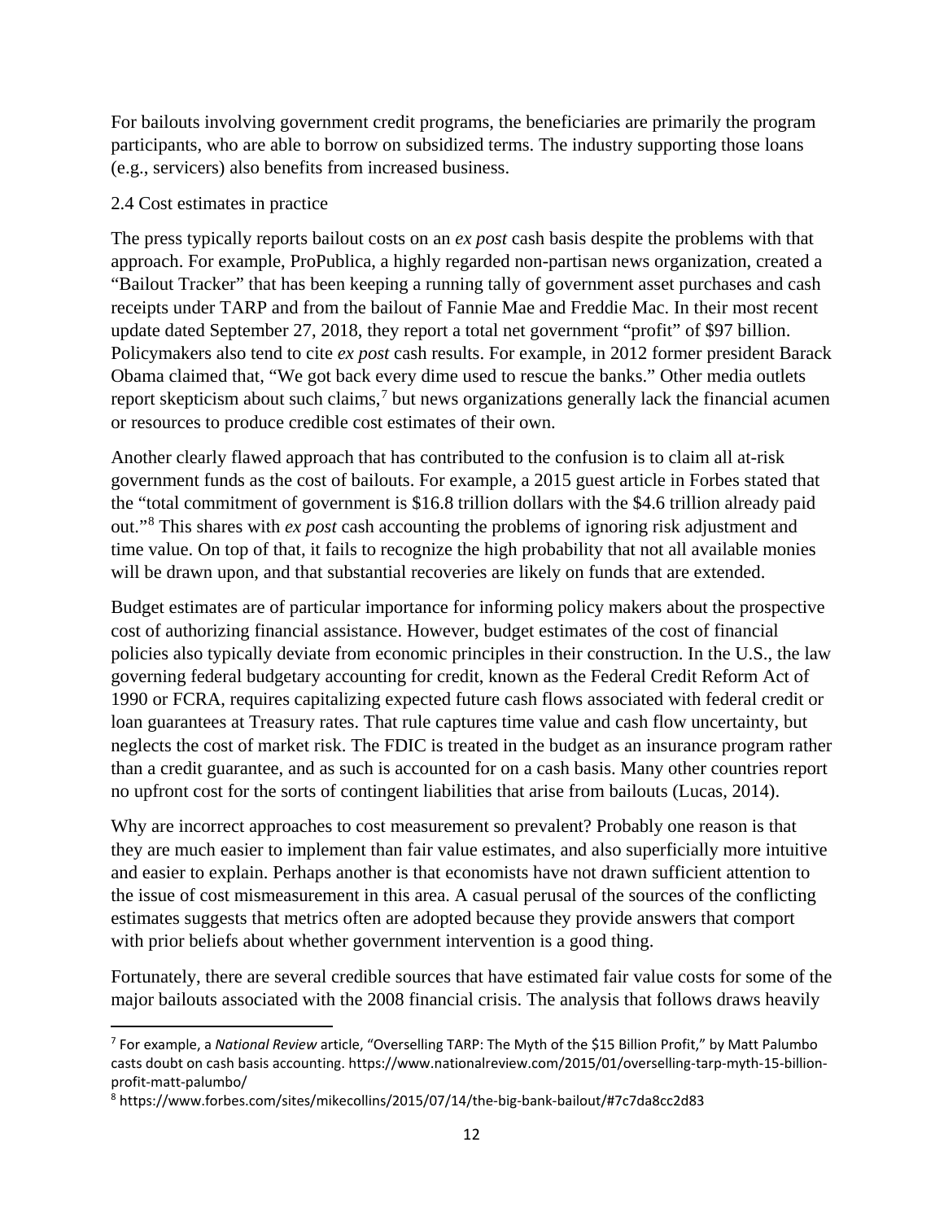For bailouts involving government credit programs, the beneficiaries are primarily the program participants, who are able to borrow on subsidized terms. The industry supporting those loans (e.g., servicers) also benefits from increased business.

### 2.4 Cost estimates in practice

The press typically reports bailout costs on an *ex post* cash basis despite the problems with that approach. For example, ProPublica, a highly regarded non-partisan news organization, created a "Bailout Tracker" that has been keeping a running tally of government asset purchases and cash receipts under TARP and from the bailout of Fannie Mae and Freddie Mac. In their most recent update dated September 27, 2018, they report a total net government "profit" of $97 billion. Policymakers also tend to cite *ex post* cash results. For example, in 2012 former president Barack Obama claimed that, "We got back every dime used to rescue the banks." Other media outlets report skepticism about such claims,[7] but news organizations generally lack the financial acumen or resources to produce credible cost estimates of their own.

Another clearly flawed approach that has contributed to the confusion is to claim all at-risk government funds as the cost of bailouts. For example, a 2015 guest article in Forbes stated that the "total commitment of government is $16.8 trillion dollars with the $4.6 trillion already paid out."[8] This shares with *ex post* cash accounting the problems of ignoring risk adjustment and time value. On top of that, it fails to recognize the high probability that not all available monies will be drawn upon, and that substantial recoveries are likely on funds that are extended.

Budget estimates are of particular importance for informing policy makers about the prospective cost of authorizing financial assistance. However, budget estimates of the cost of financial policies also typically deviate from economic principles in their construction. In the U.S., the law governing federal budgetary accounting for credit, known as the Federal Credit Reform Act of 1990 or FCRA, requires capitalizing expected future cash flows associated with federal credit or loan guarantees at Treasury rates. That rule captures time value and cash flow uncertainty, but neglects the cost of market risk. The FDIC is treated in the budget as an insurance program rather than a credit guarantee, and as such is accounted for on a cash basis. Many other countries report no upfront cost for the sorts of contingent liabilities that arise from bailouts (Lucas, 2014).

Why are incorrect approaches to cost measurement so prevalent? Probably one reason is that they are much easier to implement than fair value estimates, and also superficially more intuitive and easier to explain. Perhaps another is that economists have not drawn sufficient attention to the issue of cost mismeasurement in this area. A casual perusal of the sources of the conflicting estimates suggests that metrics often are adopted because they provide answers that comport with prior beliefs about whether government intervention is a good thing.

Fortunately, there are several credible sources that have estimated fair value costs for some of the major bailouts associated with the 2008 financial crisis. The analysis that follows draws heavily

---

[7] For example, a *National Review* article, "Overselling TARP: The Myth of the $15 Billion Profit," by Matt Palumbo casts doubt on cash basis accounting. https://www.nationalreview.com/2015/01/overselling-tarp-myth-15-billion-profit-matt-palumbo/

[8] https://www.forbes.com/sites/mikecollins/2015/07/14/the-big-bank-bailout/#7c7da8cc2d83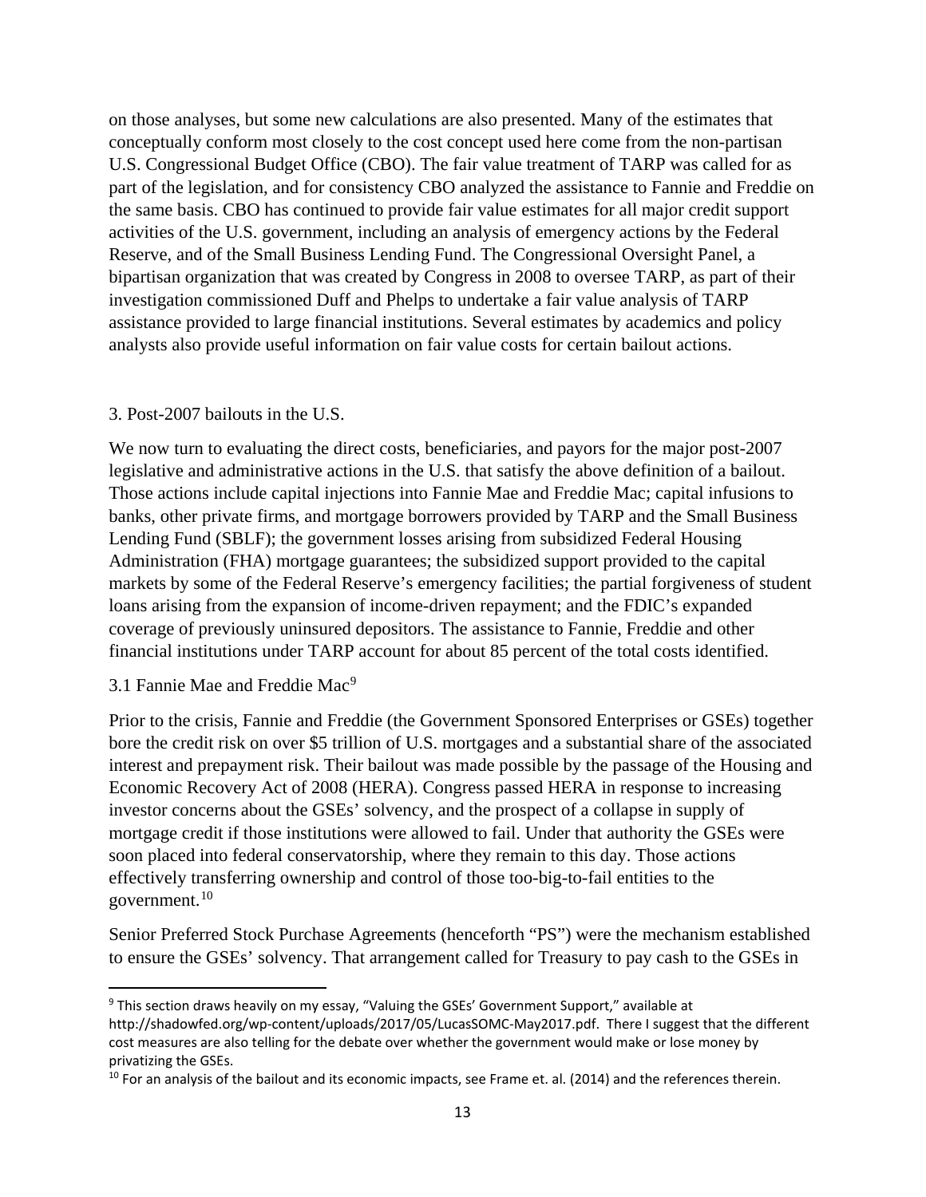on those analyses, but some new calculations are also presented. Many of the estimates that conceptually conform most closely to the cost concept used here come from the non-partisan U.S. Congressional Budget Office (CBO). The fair value treatment of TARP was called for as part of the legislation, and for consistency CBO analyzed the assistance to Fannie and Freddie on the same basis. CBO has continued to provide fair value estimates for all major credit support activities of the U.S. government, including an analysis of emergency actions by the Federal Reserve, and of the Small Business Lending Fund. The Congressional Oversight Panel, a bipartisan organization that was created by Congress in 2008 to oversee TARP, as part of their investigation commissioned Duff and Phelps to undertake a fair value analysis of TARP assistance provided to large financial institutions. Several estimates by academics and policy analysts also provide useful information on fair value costs for certain bailout actions.

## 3. Post-2007 bailouts in the U.S.

We now turn to evaluating the direct costs, beneficiaries, and payors for the major post-2007 legislative and administrative actions in the U.S. that satisfy the above definition of a bailout. Those actions include capital injections into Fannie Mae and Freddie Mac; capital infusions to banks, other private firms, and mortgage borrowers provided by TARP and the Small Business Lending Fund (SBLF); the government losses arising from subsidized Federal Housing Administration (FHA) mortgage guarantees; the subsidized support provided to the capital markets by some of the Federal Reserve's emergency facilities; the partial forgiveness of student loans arising from the expansion of income-driven repayment; and the FDIC's expanded coverage of previously uninsured depositors. The assistance to Fannie, Freddie and other financial institutions under TARP account for about 85 percent of the total costs identified.

### 3.1 Fannie Mae and Freddie Mac[9]

Prior to the crisis, Fannie and Freddie (the Government Sponsored Enterprises or GSEs) together bore the credit risk on over $5 trillion of U.S. mortgages and a substantial share of the associated interest and prepayment risk. Their bailout was made possible by the passage of the Housing and Economic Recovery Act of 2008 (HERA). Congress passed HERA in response to increasing investor concerns about the GSEs' solvency, and the prospect of a collapse in supply of mortgage credit if those institutions were allowed to fail. Under that authority the GSEs were soon placed into federal conservatorship, where they remain to this day. Those actions effectively transferring ownership and control of those too-big-to-fail entities to the government.[10]

Senior Preferred Stock Purchase Agreements (henceforth "PS") were the mechanism established to ensure the GSEs' solvency. That arrangement called for Treasury to pay cash to the GSEs in

---

[9] This section draws heavily on my essay, "Valuing the GSEs' Government Support," available at http://shadowfed.org/wp-content/uploads/2017/05/LucasSOMC-May2017.pdf. There I suggest that the different cost measures are also telling for the debate over whether the government would make or lose money by privatizing the GSEs.

[10] For an analysis of the bailout and its economic impacts, see Frame et. al. (2014) and the references therein.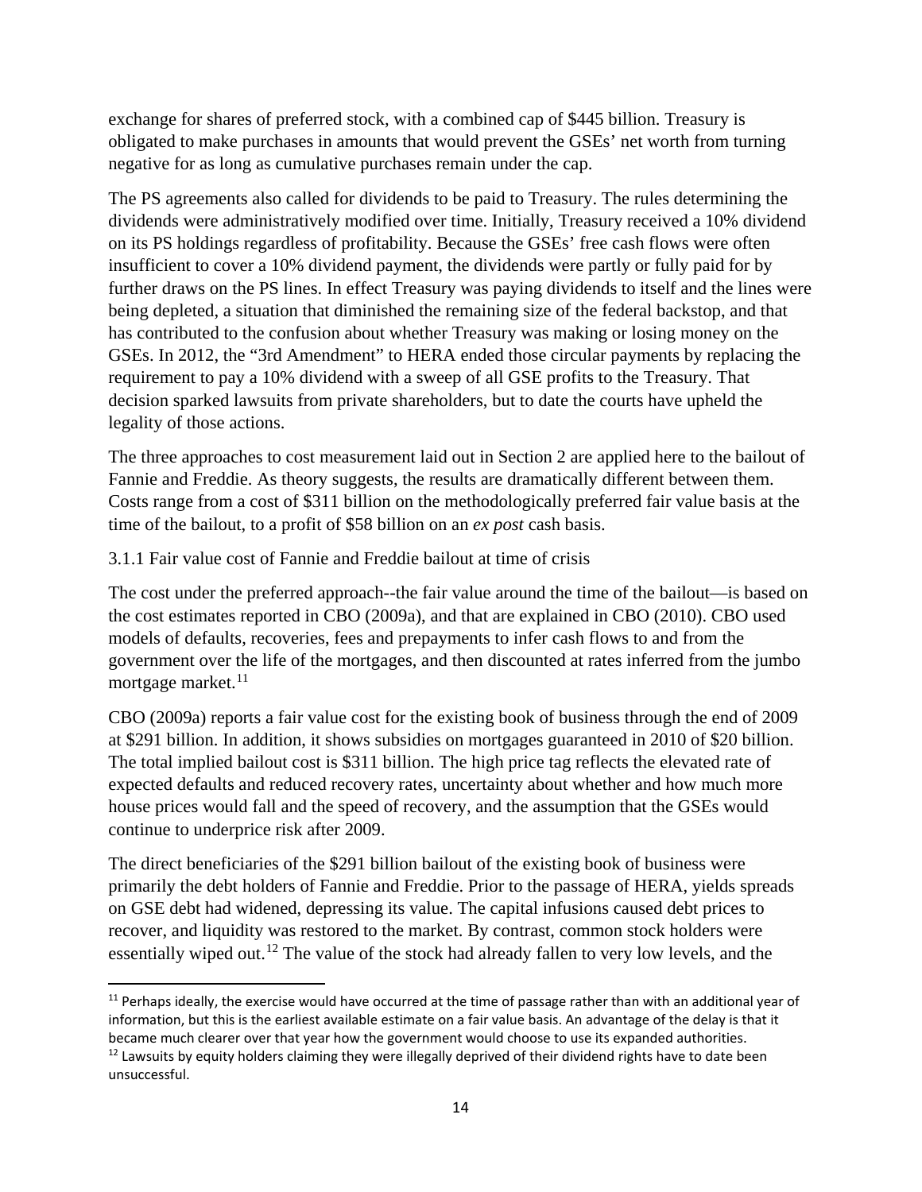exchange for shares of preferred stock, with a combined cap of $445 billion. Treasury is obligated to make purchases in amounts that would prevent the GSEs' net worth from turning negative for as long as cumulative purchases remain under the cap.

The PS agreements also called for dividends to be paid to Treasury. The rules determining the dividends were administratively modified over time. Initially, Treasury received a 10% dividend on its PS holdings regardless of profitability. Because the GSEs' free cash flows were often insufficient to cover a 10% dividend payment, the dividends were partly or fully paid for by further draws on the PS lines. In effect Treasury was paying dividends to itself and the lines were being depleted, a situation that diminished the remaining size of the federal backstop, and that has contributed to the confusion about whether Treasury was making or losing money on the GSEs. In 2012, the "3rd Amendment" to HERA ended those circular payments by replacing the requirement to pay a 10% dividend with a sweep of all GSE profits to the Treasury. That decision sparked lawsuits from private shareholders, but to date the courts have upheld the legality of those actions.

The three approaches to cost measurement laid out in Section 2 are applied here to the bailout of Fannie and Freddie. As theory suggests, the results are dramatically different between them. Costs range from a cost of $311 billion on the methodologically preferred fair value basis at the time of the bailout, to a profit of $58 billion on an *ex post* cash basis.

### 3.1.1 Fair value cost of Fannie and Freddie bailout at time of crisis

The cost under the preferred approach--the fair value around the time of the bailout—is based on the cost estimates reported in CBO (2009a), and that are explained in CBO (2010). CBO used models of defaults, recoveries, fees and prepayments to infer cash flows to and from the government over the life of the mortgages, and then discounted at rates inferred from the jumbo mortgage market.[11]

CBO (2009a) reports a fair value cost for the existing book of business through the end of 2009 at $291 billion. In addition, it shows subsidies on mortgages guaranteed in 2010 of $20 billion. The total implied bailout cost is $311 billion. The high price tag reflects the elevated rate of expected defaults and reduced recovery rates, uncertainty about whether and how much more house prices would fall and the speed of recovery, and the assumption that the GSEs would continue to underprice risk after 2009.

The direct beneficiaries of the $291 billion bailout of the existing book of business were primarily the debt holders of Fannie and Freddie. Prior to the passage of HERA, yields spreads on GSE debt had widened, depressing its value. The capital infusions caused debt prices to recover, and liquidity was restored to the market. By contrast, common stock holders were essentially wiped out.[12] The value of the stock had already fallen to very low levels, and the

[11] Perhaps ideally, the exercise would have occurred at the time of passage rather than with an additional year of information, but this is the earliest available estimate on a fair value basis. An advantage of the delay is that it became much clearer over that year how the government would choose to use its expanded authorities.

[12] Lawsuits by equity holders claiming they were illegally deprived of their dividend rights have to date been unsuccessful.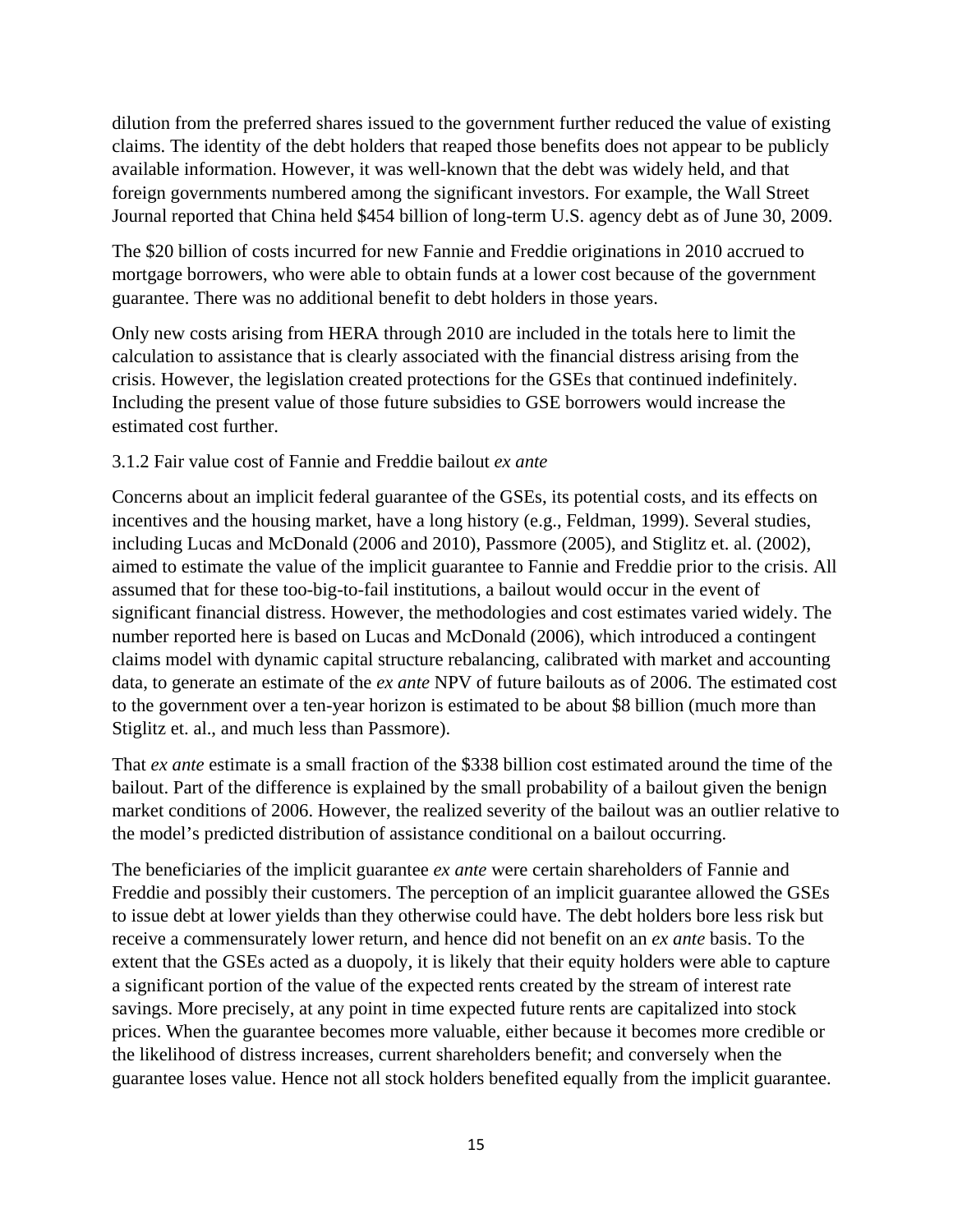dilution from the preferred shares issued to the government further reduced the value of existing claims. The identity of the debt holders that reaped those benefits does not appear to be publicly available information. However, it was well-known that the debt was widely held, and that foreign governments numbered among the significant investors. For example, the Wall Street Journal reported that China held $454 billion of long-term U.S. agency debt as of June 30, 2009.

The $20 billion of costs incurred for new Fannie and Freddie originations in 2010 accrued to mortgage borrowers, who were able to obtain funds at a lower cost because of the government guarantee. There was no additional benefit to debt holders in those years.

Only new costs arising from HERA through 2010 are included in the totals here to limit the calculation to assistance that is clearly associated with the financial distress arising from the crisis. However, the legislation created protections for the GSEs that continued indefinitely. Including the present value of those future subsidies to GSE borrowers would increase the estimated cost further.

### 3.1.2 Fair value cost of Fannie and Freddie bailout *ex ante*

Concerns about an implicit federal guarantee of the GSEs, its potential costs, and its effects on incentives and the housing market, have a long history (e.g., Feldman, 1999). Several studies, including Lucas and McDonald (2006 and 2010), Passmore (2005), and Stiglitz et. al. (2002), aimed to estimate the value of the implicit guarantee to Fannie and Freddie prior to the crisis. All assumed that for these too-big-to-fail institutions, a bailout would occur in the event of significant financial distress. However, the methodologies and cost estimates varied widely. The number reported here is based on Lucas and McDonald (2006), which introduced a contingent claims model with dynamic capital structure rebalancing, calibrated with market and accounting data, to generate an estimate of the *ex ante* NPV of future bailouts as of 2006. The estimated cost to the government over a ten-year horizon is estimated to be about $8 billion (much more than Stiglitz et. al., and much less than Passmore).

That *ex ante* estimate is a small fraction of the $338 billion cost estimated around the time of the bailout. Part of the difference is explained by the small probability of a bailout given the benign market conditions of 2006. However, the realized severity of the bailout was an outlier relative to the model's predicted distribution of assistance conditional on a bailout occurring.

The beneficiaries of the implicit guarantee *ex ante* were certain shareholders of Fannie and Freddie and possibly their customers. The perception of an implicit guarantee allowed the GSEs to issue debt at lower yields than they otherwise could have. The debt holders bore less risk but receive a commensurately lower return, and hence did not benefit on an *ex ante* basis. To the extent that the GSEs acted as a duopoly, it is likely that their equity holders were able to capture a significant portion of the value of the expected rents created by the stream of interest rate savings. More precisely, at any point in time expected future rents are capitalized into stock prices. When the guarantee becomes more valuable, either because it becomes more credible or the likelihood of distress increases, current shareholders benefit; and conversely when the guarantee loses value. Hence not all stock holders benefited equally from the implicit guarantee.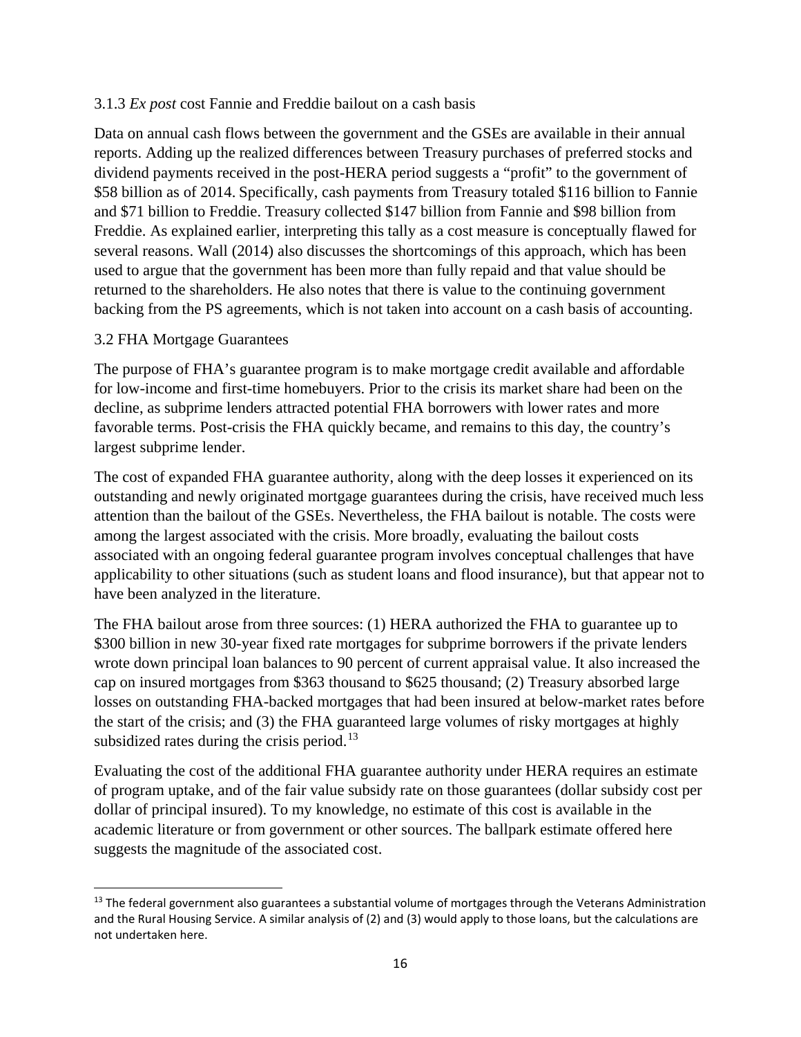### 3.1.3 *Ex post* cost Fannie and Freddie bailout on a cash basis

Data on annual cash flows between the government and the GSEs are available in their annual reports. Adding up the realized differences between Treasury purchases of preferred stocks and dividend payments received in the post-HERA period suggests a "profit" to the government of $58 billion as of 2014. Specifically, cash payments from Treasury totaled $116 billion to Fannie and $71 billion to Freddie. Treasury collected $147 billion from Fannie and $98 billion from Freddie. As explained earlier, interpreting this tally as a cost measure is conceptually flawed for several reasons. Wall (2014) also discusses the shortcomings of this approach, which has been used to argue that the government has been more than fully repaid and that value should be returned to the shareholders. He also notes that there is value to the continuing government backing from the PS agreements, which is not taken into account on a cash basis of accounting.

## 3.2 FHA Mortgage Guarantees

The purpose of FHA's guarantee program is to make mortgage credit available and affordable for low-income and first-time homebuyers. Prior to the crisis its market share had been on the decline, as subprime lenders attracted potential FHA borrowers with lower rates and more favorable terms. Post-crisis the FHA quickly became, and remains to this day, the country's largest subprime lender.

The cost of expanded FHA guarantee authority, along with the deep losses it experienced on its outstanding and newly originated mortgage guarantees during the crisis, have received much less attention than the bailout of the GSEs. Nevertheless, the FHA bailout is notable. The costs were among the largest associated with the crisis. More broadly, evaluating the bailout costs associated with an ongoing federal guarantee program involves conceptual challenges that have applicability to other situations (such as student loans and flood insurance), but that appear not to have been analyzed in the literature.

The FHA bailout arose from three sources: (1) HERA authorized the FHA to guarantee up to $300 billion in new 30-year fixed rate mortgages for subprime borrowers if the private lenders wrote down principal loan balances to 90 percent of current appraisal value. It also increased the cap on insured mortgages from $363 thousand to $625 thousand; (2) Treasury absorbed large losses on outstanding FHA-backed mortgages that had been insured at below-market rates before the start of the crisis; and (3) the FHA guaranteed large volumes of risky mortgages at highly subsidized rates during the crisis period.[13]

Evaluating the cost of the additional FHA guarantee authority under HERA requires an estimate of program uptake, and of the fair value subsidy rate on those guarantees (dollar subsidy cost per dollar of principal insured). To my knowledge, no estimate of this cost is available in the academic literature or from government or other sources. The ballpark estimate offered here suggests the magnitude of the associated cost.

---

[13] The federal government also guarantees a substantial volume of mortgages through the Veterans Administration and the Rural Housing Service. A similar analysis of (2) and (3) would apply to those loans, but the calculations are not undertaken here.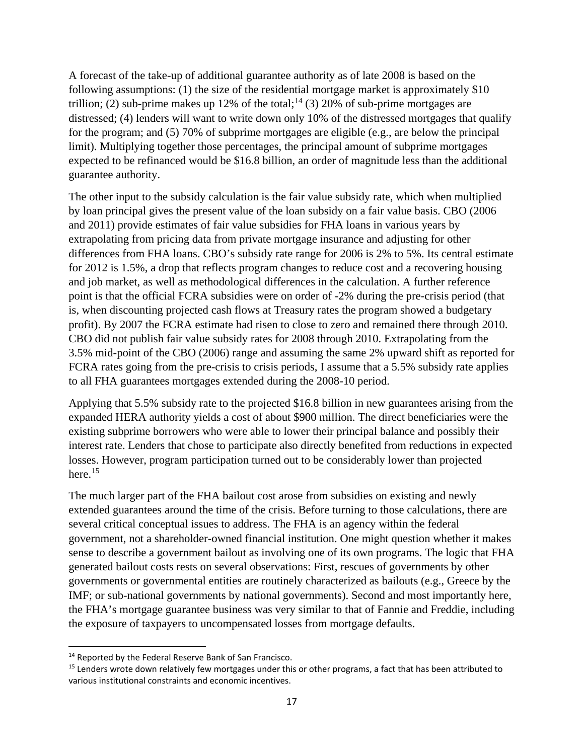A forecast of the take-up of additional guarantee authority as of late 2008 is based on the following assumptions: (1) the size of the residential mortgage market is approximately $10 trillion; (2) sub-prime makes up 12% of the total;[14] (3) 20% of sub-prime mortgages are distressed; (4) lenders will want to write down only 10% of the distressed mortgages that qualify for the program; and (5) 70% of subprime mortgages are eligible (e.g., are below the principal limit). Multiplying together those percentages, the principal amount of subprime mortgages expected to be refinanced would be $16.8 billion, an order of magnitude less than the additional guarantee authority.

The other input to the subsidy calculation is the fair value subsidy rate, which when multiplied by loan principal gives the present value of the loan subsidy on a fair value basis. CBO (2006 and 2011) provide estimates of fair value subsidies for FHA loans in various years by extrapolating from pricing data from private mortgage insurance and adjusting for other differences from FHA loans. CBO's subsidy rate range for 2006 is 2% to 5%. Its central estimate for 2012 is 1.5%, a drop that reflects program changes to reduce cost and a recovering housing and job market, as well as methodological differences in the calculation. A further reference point is that the official FCRA subsidies were on order of -2% during the pre-crisis period (that is, when discounting projected cash flows at Treasury rates the program showed a budgetary profit). By 2007 the FCRA estimate had risen to close to zero and remained there through 2010. CBO did not publish fair value subsidy rates for 2008 through 2010. Extrapolating from the 3.5% mid-point of the CBO (2006) range and assuming the same 2% upward shift as reported for FCRA rates going from the pre-crisis to crisis periods, I assume that a 5.5% subsidy rate applies to all FHA guarantees mortgages extended during the 2008-10 period.

Applying that 5.5% subsidy rate to the projected $16.8 billion in new guarantees arising from the expanded HERA authority yields a cost of about $900 million. The direct beneficiaries were the existing subprime borrowers who were able to lower their principal balance and possibly their interest rate. Lenders that chose to participate also directly benefited from reductions in expected losses. However, program participation turned out to be considerably lower than projected here.[15]

The much larger part of the FHA bailout cost arose from subsidies on existing and newly extended guarantees around the time of the crisis. Before turning to those calculations, there are several critical conceptual issues to address. The FHA is an agency within the federal government, not a shareholder-owned financial institution. One might question whether it makes sense to describe a government bailout as involving one of its own programs. The logic that FHA generated bailout costs rests on several observations: First, rescues of governments by other governments or governmental entities are routinely characterized as bailouts (e.g., Greece by the IMF; or sub-national governments by national governments). Second and most importantly here, the FHA's mortgage guarantee business was very similar to that of Fannie and Freddie, including the exposure of taxpayers to uncompensated losses from mortgage defaults.

---

[14] Reported by the Federal Reserve Bank of San Francisco.

[15] Lenders wrote down relatively few mortgages under this or other programs, a fact that has been attributed to various institutional constraints and economic incentives.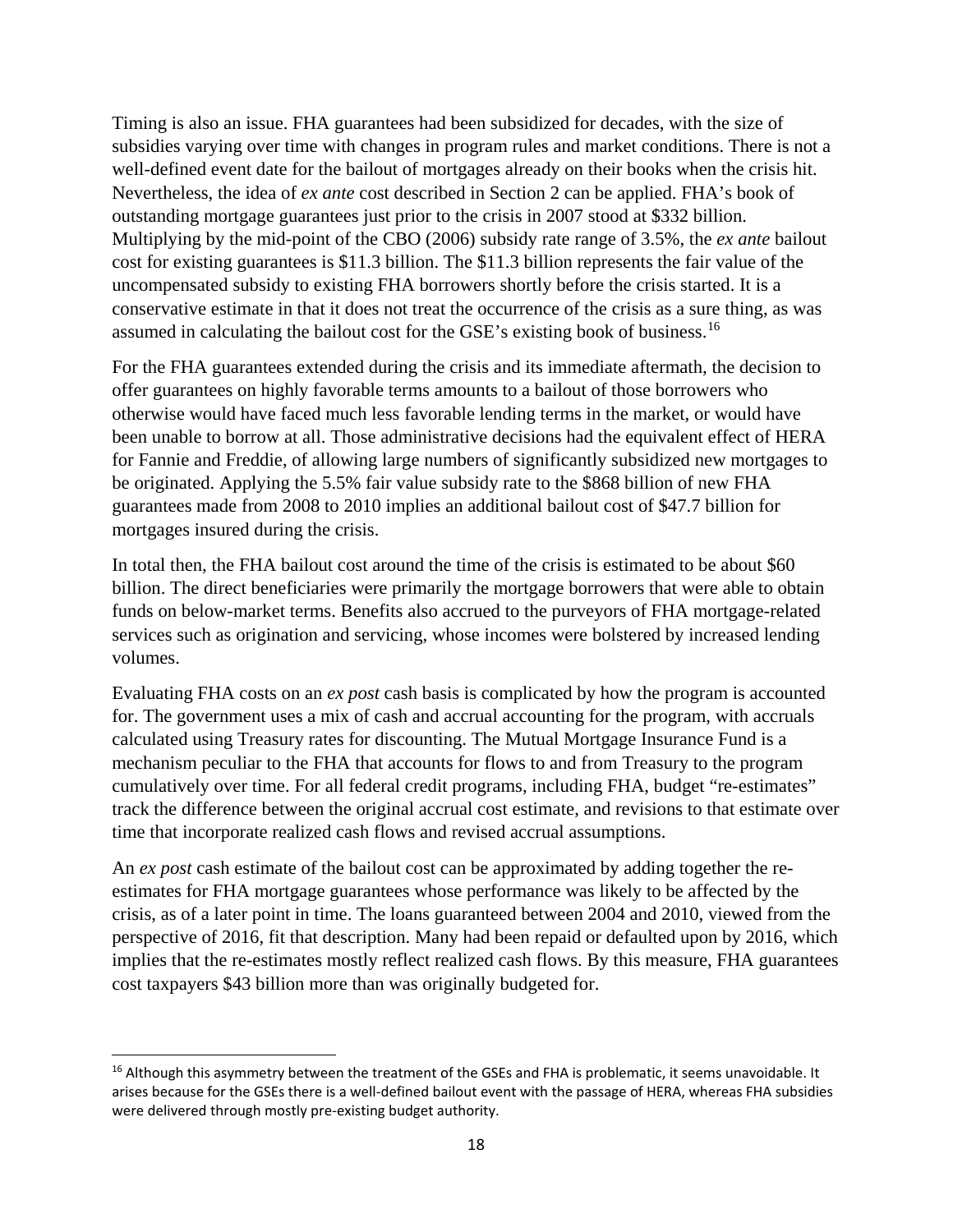Timing is also an issue. FHA guarantees had been subsidized for decades, with the size of subsidies varying over time with changes in program rules and market conditions. There is not a well-defined event date for the bailout of mortgages already on their books when the crisis hit. Nevertheless, the idea of *ex ante* cost described in Section 2 can be applied. FHA's book of outstanding mortgage guarantees just prior to the crisis in 2007 stood at $332 billion. Multiplying by the mid-point of the CBO (2006) subsidy rate range of 3.5%, the *ex ante* bailout cost for existing guarantees is $11.3 billion. The $11.3 billion represents the fair value of the uncompensated subsidy to existing FHA borrowers shortly before the crisis started. It is a conservative estimate in that it does not treat the occurrence of the crisis as a sure thing, as was assumed in calculating the bailout cost for the GSE's existing book of business.[16]

For the FHA guarantees extended during the crisis and its immediate aftermath, the decision to offer guarantees on highly favorable terms amounts to a bailout of those borrowers who otherwise would have faced much less favorable lending terms in the market, or would have been unable to borrow at all. Those administrative decisions had the equivalent effect of HERA for Fannie and Freddie, of allowing large numbers of significantly subsidized new mortgages to be originated. Applying the 5.5% fair value subsidy rate to the $868 billion of new FHA guarantees made from 2008 to 2010 implies an additional bailout cost of $47.7 billion for mortgages insured during the crisis.

In total then, the FHA bailout cost around the time of the crisis is estimated to be about $60 billion. The direct beneficiaries were primarily the mortgage borrowers that were able to obtain funds on below-market terms. Benefits also accrued to the purveyors of FHA mortgage-related services such as origination and servicing, whose incomes were bolstered by increased lending volumes.

Evaluating FHA costs on an *ex post* cash basis is complicated by how the program is accounted for. The government uses a mix of cash and accrual accounting for the program, with accruals calculated using Treasury rates for discounting. The Mutual Mortgage Insurance Fund is a mechanism peculiar to the FHA that accounts for flows to and from Treasury to the program cumulatively over time. For all federal credit programs, including FHA, budget "re-estimates" track the difference between the original accrual cost estimate, and revisions to that estimate over time that incorporate realized cash flows and revised accrual assumptions.

An *ex post* cash estimate of the bailout cost can be approximated by adding together the re-estimates for FHA mortgage guarantees whose performance was likely to be affected by the crisis, as of a later point in time. The loans guaranteed between 2004 and 2010, viewed from the perspective of 2016, fit that description. Many had been repaid or defaulted upon by 2016, which implies that the re-estimates mostly reflect realized cash flows. By this measure, FHA guarantees cost taxpayers $43 billion more than was originally budgeted for.

[16] Although this asymmetry between the treatment of the GSEs and FHA is problematic, it seems unavoidable. It arises because for the GSEs there is a well-defined bailout event with the passage of HERA, whereas FHA subsidies were delivered through mostly pre-existing budget authority.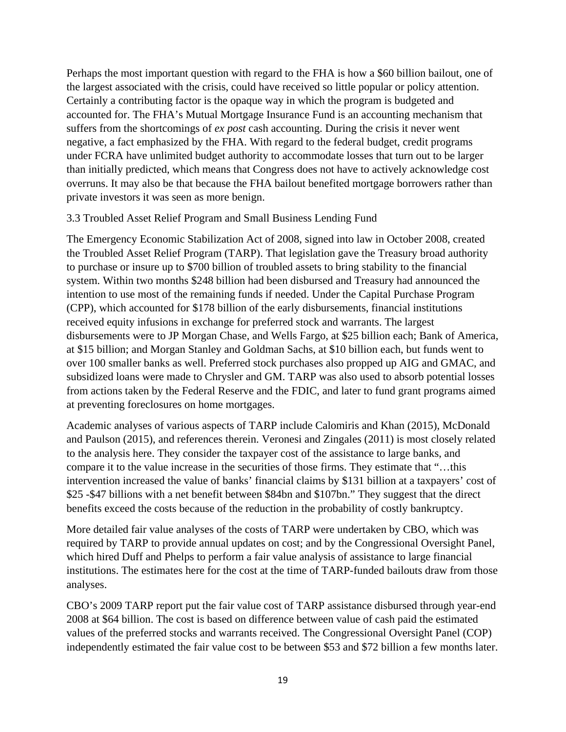Perhaps the most important question with regard to the FHA is how a $60 billion bailout, one of the largest associated with the crisis, could have received so little popular or policy attention. Certainly a contributing factor is the opaque way in which the program is budgeted and accounted for. The FHA's Mutual Mortgage Insurance Fund is an accounting mechanism that suffers from the shortcomings of *ex post* cash accounting. During the crisis it never went negative, a fact emphasized by the FHA. With regard to the federal budget, credit programs under FCRA have unlimited budget authority to accommodate losses that turn out to be larger than initially predicted, which means that Congress does not have to actively acknowledge cost overruns. It may also be that because the FHA bailout benefited mortgage borrowers rather than private investors it was seen as more benign.

### 3.3 Troubled Asset Relief Program and Small Business Lending Fund

The Emergency Economic Stabilization Act of 2008, signed into law in October 2008, created the Troubled Asset Relief Program (TARP). That legislation gave the Treasury broad authority to purchase or insure up to $700 billion of troubled assets to bring stability to the financial system. Within two months $248 billion had been disbursed and Treasury had announced the intention to use most of the remaining funds if needed. Under the Capital Purchase Program (CPP), which accounted for $178 billion of the early disbursements, financial institutions received equity infusions in exchange for preferred stock and warrants. The largest disbursements were to JP Morgan Chase, and Wells Fargo, at $25 billion each; Bank of America, at $15 billion; and Morgan Stanley and Goldman Sachs, at $10 billion each, but funds went to over 100 smaller banks as well. Preferred stock purchases also propped up AIG and GMAC, and subsidized loans were made to Chrysler and GM. TARP was also used to absorb potential losses from actions taken by the Federal Reserve and the FDIC, and later to fund grant programs aimed at preventing foreclosures on home mortgages.

Academic analyses of various aspects of TARP include Calomiris and Khan (2015), McDonald and Paulson (2015), and references therein. Veronesi and Zingales (2011) is most closely related to the analysis here. They consider the taxpayer cost of the assistance to large banks, and compare it to the value increase in the securities of those firms. They estimate that "…this intervention increased the value of banks' financial claims by $131 billion at a taxpayers' cost of $25 -$47 billions with a net benefit between $84bn and $107bn." They suggest that the direct benefits exceed the costs because of the reduction in the probability of costly bankruptcy.

More detailed fair value analyses of the costs of TARP were undertaken by CBO, which was required by TARP to provide annual updates on cost; and by the Congressional Oversight Panel, which hired Duff and Phelps to perform a fair value analysis of assistance to large financial institutions. The estimates here for the cost at the time of TARP-funded bailouts draw from those analyses.

CBO's 2009 TARP report put the fair value cost of TARP assistance disbursed through year-end 2008 at $64 billion. The cost is based on difference between value of cash paid the estimated values of the preferred stocks and warrants received. The Congressional Oversight Panel (COP) independently estimated the fair value cost to be between $53 and $72 billion a few months later.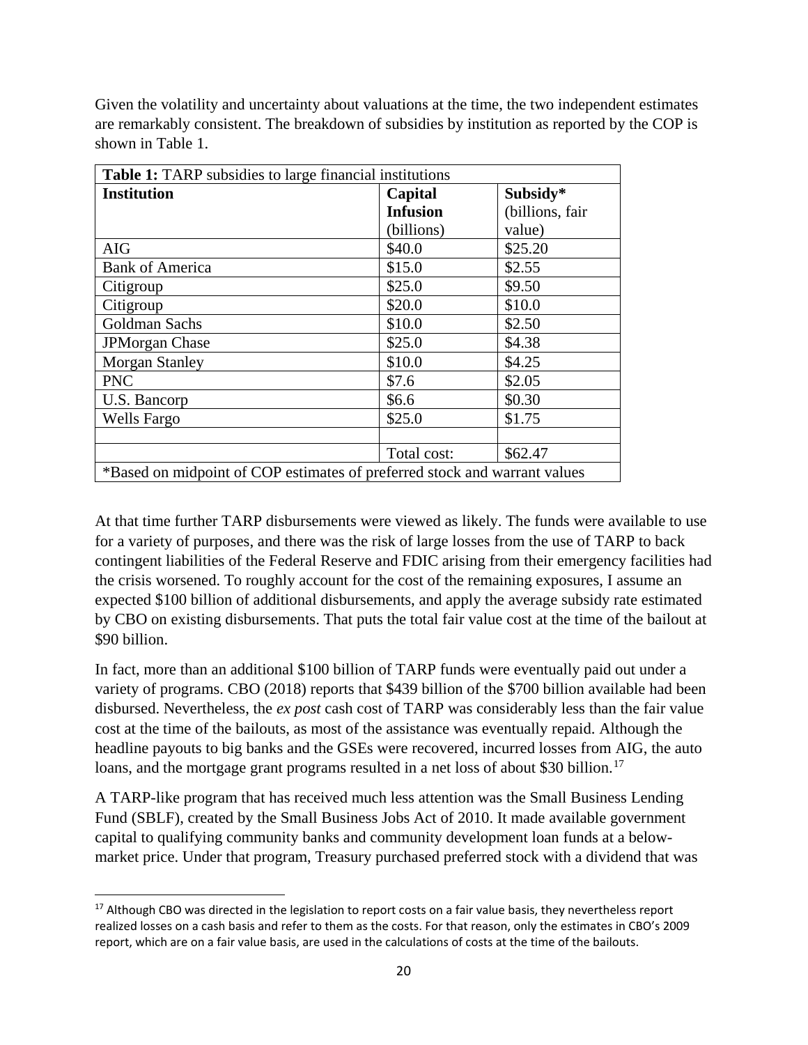Given the volatility and uncertainty about valuations at the time, the two independent estimates are remarkably consistent. The breakdown of subsidies by institution as reported by the COP is shown in Table 1.

**Table 1:** TARP subsidies to large financial institutions

| Institution | Capital Infusion (billions) | Subsidy* (billions, fair value) |
|---|---|---|
| AIG | $40.0 | $25.20 |
| Bank of America | $15.0 | $2.55 |
| Citigroup | $25.0 | $9.50 |
| Citigroup | $20.0 | $10.0 |
| Goldman Sachs | $10.0 | $2.50 |
| JPMorgan Chase | $25.0 | $4.38 |
| Morgan Stanley | $10.0 | $4.25 |
| PNC | $7.6 | $2.05 |
| U.S. Bancorp | $6.6 | $0.30 |
| Wells Fargo | $25.0 | $1.75 |
| | | |
| | Total cost: | $62.47 |

*Based on midpoint of COP estimates of preferred stock and warrant values

At that time further TARP disbursements were viewed as likely. The funds were available to use for a variety of purposes, and there was the risk of large losses from the use of TARP to back contingent liabilities of the Federal Reserve and FDIC arising from their emergency facilities had the crisis worsened. To roughly account for the cost of the remaining exposures, I assume an expected $100 billion of additional disbursements, and apply the average subsidy rate estimated by CBO on existing disbursements. That puts the total fair value cost at the time of the bailout at $90 billion.

In fact, more than an additional $100 billion of TARP funds were eventually paid out under a variety of programs. CBO (2018) reports that $439 billion of the $700 billion available had been disbursed. Nevertheless, the *ex post* cash cost of TARP was considerably less than the fair value cost at the time of the bailouts, as most of the assistance was eventually repaid. Although the headline payouts to big banks and the GSEs were recovered, incurred losses from AIG, the auto loans, and the mortgage grant programs resulted in a net loss of about $30 billion.[17]

A TARP-like program that has received much less attention was the Small Business Lending Fund (SBLF), created by the Small Business Jobs Act of 2010. It made available government capital to qualifying community banks and community development loan funds at a below-market price. Under that program, Treasury purchased preferred stock with a dividend that was

[17] Although CBO was directed in the legislation to report costs on a fair value basis, they nevertheless report realized losses on a cash basis and refer to them as the costs. For that reason, only the estimates in CBO's 2009 report, which are on a fair value basis, are used in the calculations of costs at the time of the bailouts.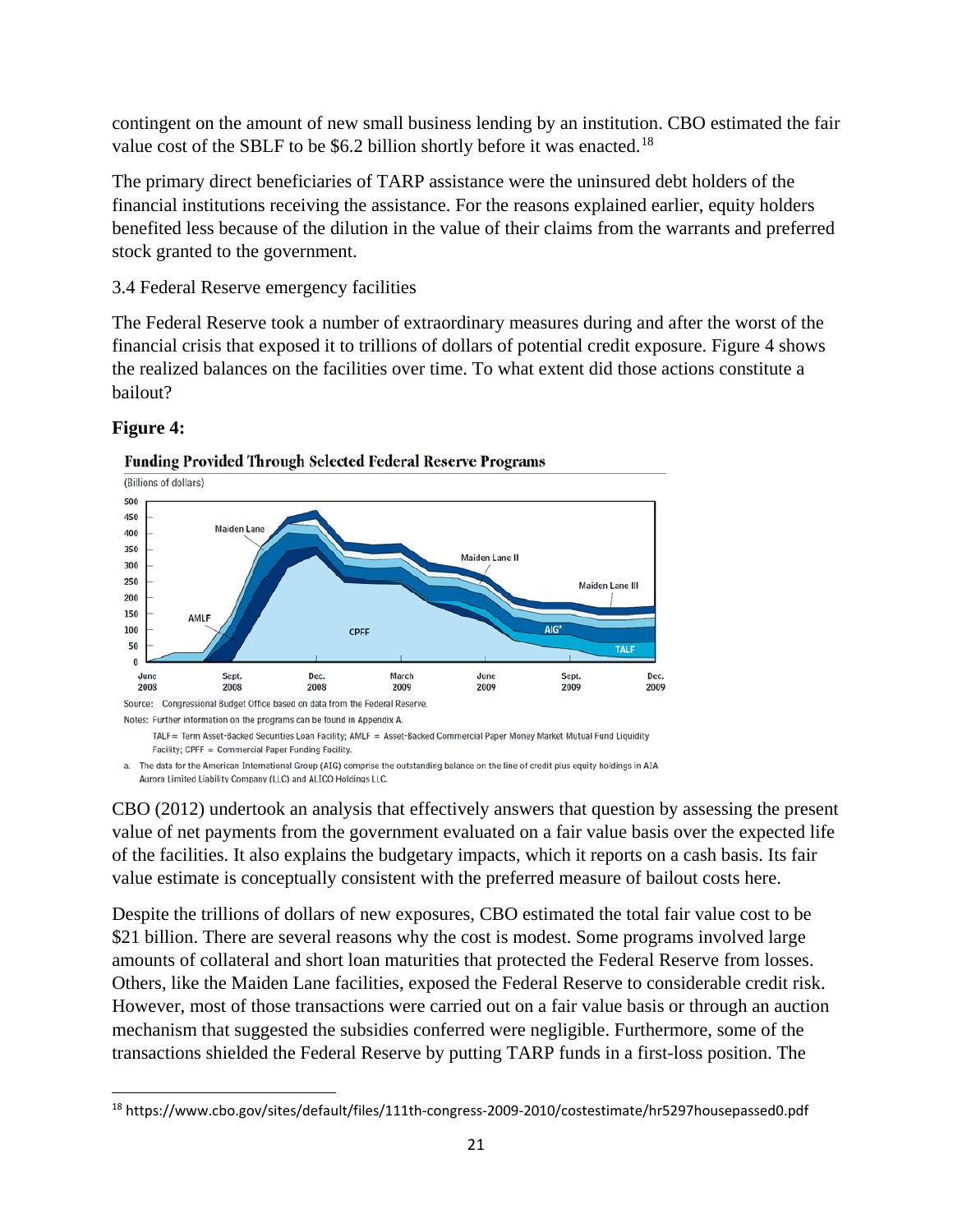contingent on the amount of new small business lending by an institution. CBO estimated the fair value cost of the SBLF to be $6.2 billion shortly before it was enacted.[18]

The primary direct beneficiaries of TARP assistance were the uninsured debt holders of the financial institutions receiving the assistance. For the reasons explained earlier, equity holders benefited less because of the dilution in the value of their claims from the warrants and preferred stock granted to the government.

### 3.4 Federal Reserve emergency facilities

The Federal Reserve took a number of extraordinary measures during and after the worst of the financial crisis that exposed it to trillions of dollars of potential credit exposure. Figure 4 shows the realized balances on the facilities over time. To what extent did those actions constitute a bailout?

**Figure 4:**

**Funding Provided Through Selected Federal Reserve Programs**

(Billions of dollars)

Source: Congressional Budget Office based on data from the Federal Reserve.

Notes: Further information on the programs can be found in Appendix A.

TALF = Term Asset-Backed Securities Loan Facility; AMLF = Asset-Backed Commercial Paper Money Market Mutual Fund Liquidity Facility; CPFF = Commercial Paper Funding Facility.

a. The data for the American International Group (AIG) comprise the outstanding balance on the line of credit plus equity holdings in AIA Aurora Limited Liability Company (LLC) and ALICO Holdings LLC.

CBO (2012) undertook an analysis that effectively answers that question by assessing the present value of net payments from the government evaluated on a fair value basis over the expected life of the facilities. It also explains the budgetary impacts, which it reports on a cash basis. Its fair value estimate is conceptually consistent with the preferred measure of bailout costs here.

Despite the trillions of dollars of new exposures, CBO estimated the total fair value cost to be $21 billion. There are several reasons why the cost is modest. Some programs involved large amounts of collateral and short loan maturities that protected the Federal Reserve from losses. Others, like the Maiden Lane facilities, exposed the Federal Reserve to considerable credit risk. However, most of those transactions were carried out on a fair value basis or through an auction mechanism that suggested the subsidies conferred were negligible. Furthermore, some of the transactions shielded the Federal Reserve by putting TARP funds in a first-loss position. The

[18] https://www.cbo.gov/sites/default/files/111th-congress-2009-2010/costestimate/hr5297housepassed0.pdf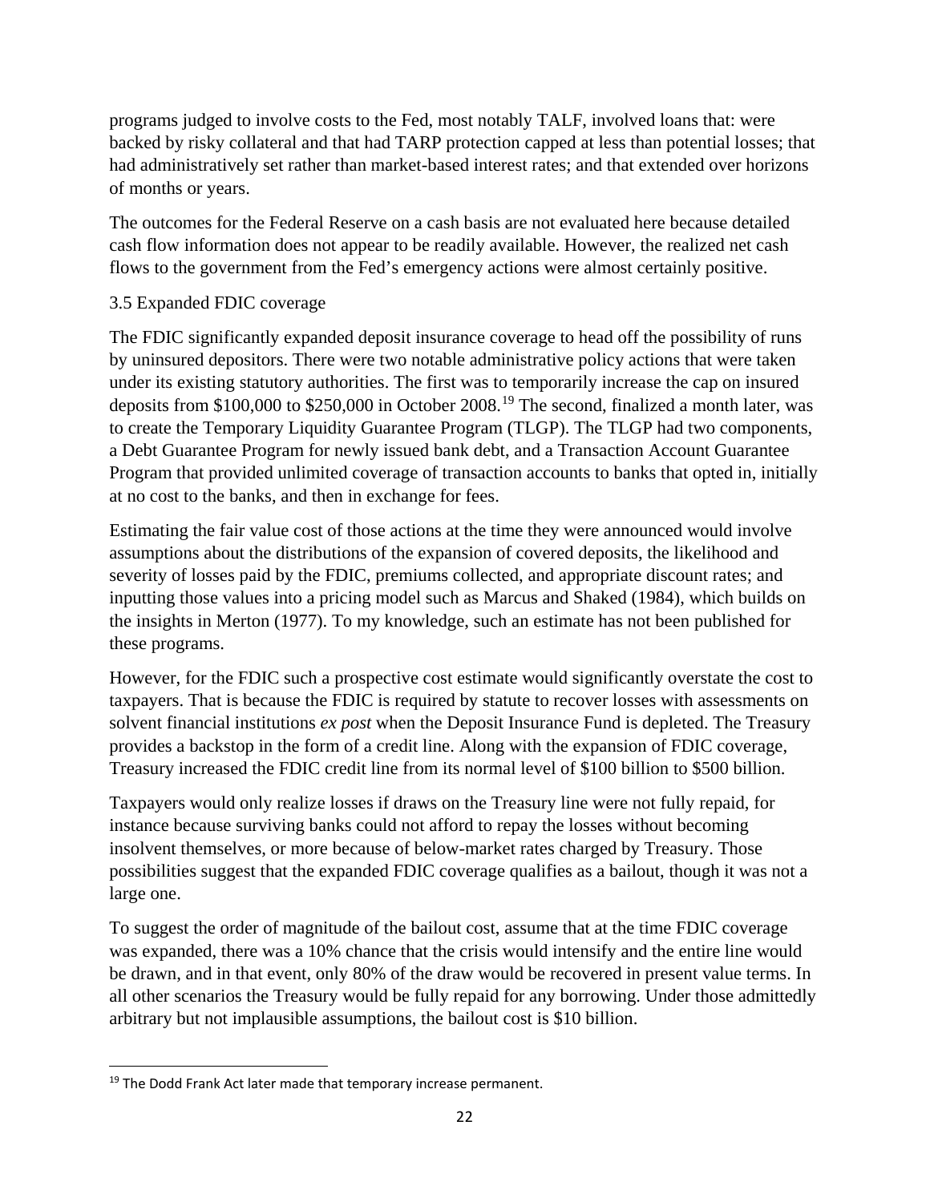programs judged to involve costs to the Fed, most notably TALF, involved loans that: were backed by risky collateral and that had TARP protection capped at less than potential losses; that had administratively set rather than market-based interest rates; and that extended over horizons of months or years.

The outcomes for the Federal Reserve on a cash basis are not evaluated here because detailed cash flow information does not appear to be readily available. However, the realized net cash flows to the government from the Fed's emergency actions were almost certainly positive.

### 3.5 Expanded FDIC coverage

The FDIC significantly expanded deposit insurance coverage to head off the possibility of runs by uninsured depositors. There were two notable administrative policy actions that were taken under its existing statutory authorities. The first was to temporarily increase the cap on insured deposits from $100,000 to $250,000 in October 2008.[19] The second, finalized a month later, was to create the Temporary Liquidity Guarantee Program (TLGP). The TLGP had two components, a Debt Guarantee Program for newly issued bank debt, and a Transaction Account Guarantee Program that provided unlimited coverage of transaction accounts to banks that opted in, initially at no cost to the banks, and then in exchange for fees.

Estimating the fair value cost of those actions at the time they were announced would involve assumptions about the distributions of the expansion of covered deposits, the likelihood and severity of losses paid by the FDIC, premiums collected, and appropriate discount rates; and inputting those values into a pricing model such as Marcus and Shaked (1984), which builds on the insights in Merton (1977). To my knowledge, such an estimate has not been published for these programs.

However, for the FDIC such a prospective cost estimate would significantly overstate the cost to taxpayers. That is because the FDIC is required by statute to recover losses with assessments on solvent financial institutions *ex post* when the Deposit Insurance Fund is depleted. The Treasury provides a backstop in the form of a credit line. Along with the expansion of FDIC coverage, Treasury increased the FDIC credit line from its normal level of $100 billion to $500 billion.

Taxpayers would only realize losses if draws on the Treasury line were not fully repaid, for instance because surviving banks could not afford to repay the losses without becoming insolvent themselves, or more because of below-market rates charged by Treasury. Those possibilities suggest that the expanded FDIC coverage qualifies as a bailout, though it was not a large one.

To suggest the order of magnitude of the bailout cost, assume that at the time FDIC coverage was expanded, there was a 10% chance that the crisis would intensify and the entire line would be drawn, and in that event, only 80% of the draw would be recovered in present value terms. In all other scenarios the Treasury would be fully repaid for any borrowing. Under those admittedly arbitrary but not implausible assumptions, the bailout cost is $10 billion.

[19] The Dodd Frank Act later made that temporary increase permanent.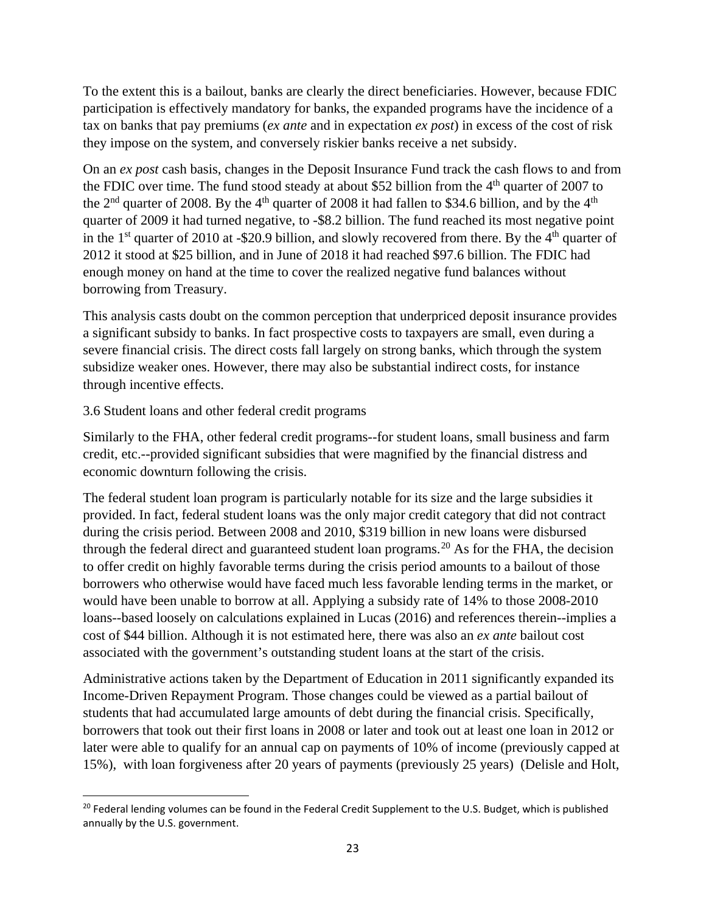To the extent this is a bailout, banks are clearly the direct beneficiaries. However, because FDIC participation is effectively mandatory for banks, the expanded programs have the incidence of a tax on banks that pay premiums (*ex ante* and in expectation *ex post*) in excess of the cost of risk they impose on the system, and conversely riskier banks receive a net subsidy.

On an *ex post* cash basis, changes in the Deposit Insurance Fund track the cash flows to and from the FDIC over time. The fund stood steady at about $52 billion from the 4th quarter of 2007 to the 2nd quarter of 2008. By the 4th quarter of 2008 it had fallen to $34.6 billion, and by the 4th quarter of 2009 it had turned negative, to -$8.2 billion. The fund reached its most negative point in the 1st quarter of 2010 at -$20.9 billion, and slowly recovered from there. By the 4th quarter of 2012 it stood at $25 billion, and in June of 2018 it had reached $97.6 billion. The FDIC had enough money on hand at the time to cover the realized negative fund balances without borrowing from Treasury.

This analysis casts doubt on the common perception that underpriced deposit insurance provides a significant subsidy to banks. In fact prospective costs to taxpayers are small, even during a severe financial crisis. The direct costs fall largely on strong banks, which through the system subsidize weaker ones. However, there may also be substantial indirect costs, for instance through incentive effects.

### 3.6 Student loans and other federal credit programs

Similarly to the FHA, other federal credit programs--for student loans, small business and farm credit, etc.--provided significant subsidies that were magnified by the financial distress and economic downturn following the crisis.

The federal student loan program is particularly notable for its size and the large subsidies it provided. In fact, federal student loans was the only major credit category that did not contract during the crisis period. Between 2008 and 2010, $319 billion in new loans were disbursed through the federal direct and guaranteed student loan programs.[20] As for the FHA, the decision to offer credit on highly favorable terms during the crisis period amounts to a bailout of those borrowers who otherwise would have faced much less favorable lending terms in the market, or would have been unable to borrow at all. Applying a subsidy rate of 14% to those 2008-2010 loans--based loosely on calculations explained in Lucas (2016) and references therein--implies a cost of $44 billion. Although it is not estimated here, there was also an *ex ante* bailout cost associated with the government's outstanding student loans at the start of the crisis.

Administrative actions taken by the Department of Education in 2011 significantly expanded its Income-Driven Repayment Program. Those changes could be viewed as a partial bailout of students that had accumulated large amounts of debt during the financial crisis. Specifically, borrowers that took out their first loans in 2008 or later and took out at least one loan in 2012 or later were able to qualify for an annual cap on payments of 10% of income (previously capped at 15%), with loan forgiveness after 20 years of payments (previously 25 years) (Delisle and Holt,

[20] Federal lending volumes can be found in the Federal Credit Supplement to the U.S. Budget, which is published annually by the U.S. government.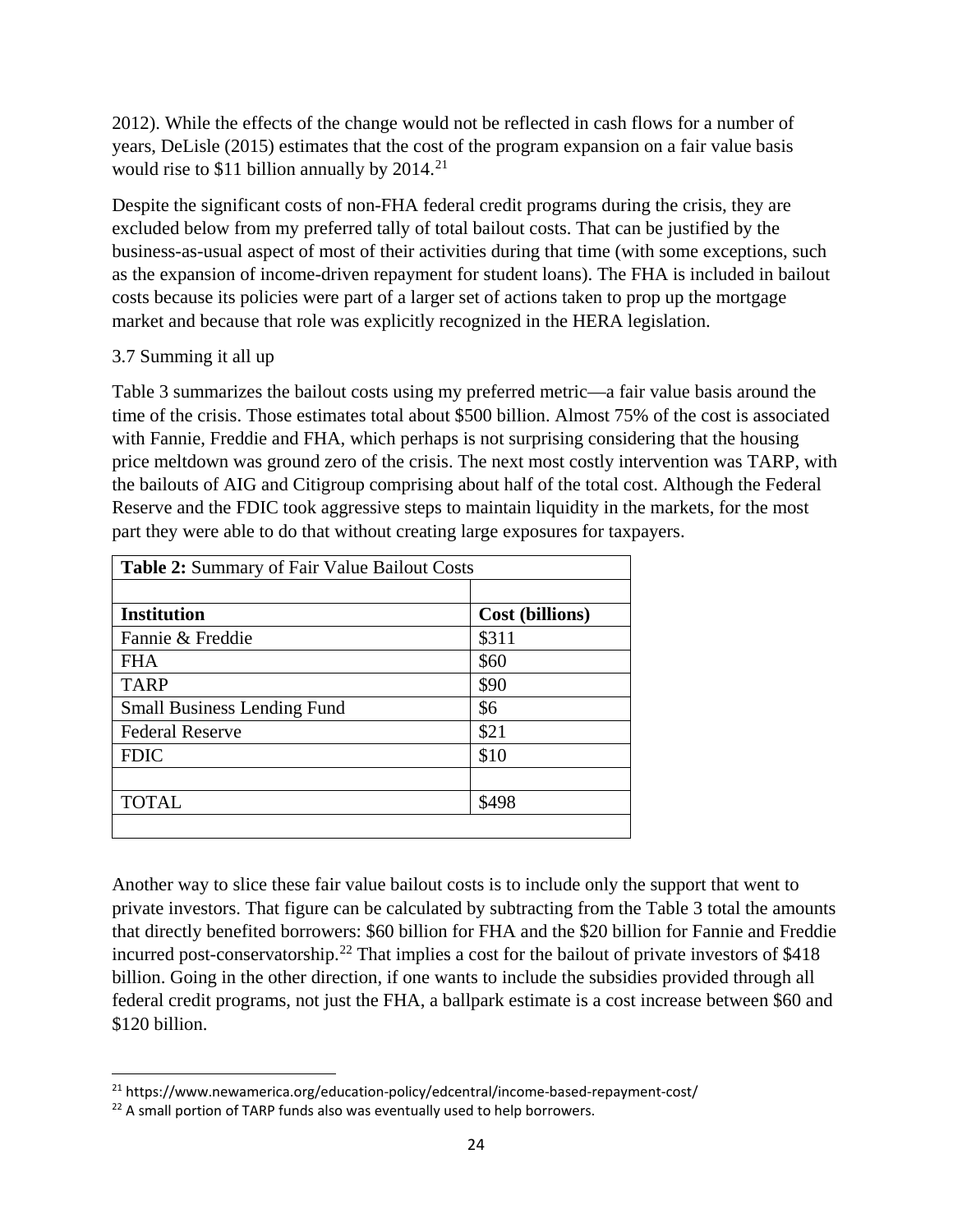2012). While the effects of the change would not be reflected in cash flows for a number of years, DeLisle (2015) estimates that the cost of the program expansion on a fair value basis would rise to $11 billion annually by 2014.[21]

Despite the significant costs of non-FHA federal credit programs during the crisis, they are excluded below from my preferred tally of total bailout costs. That can be justified by the business-as-usual aspect of most of their activities during that time (with some exceptions, such as the expansion of income-driven repayment for student loans). The FHA is included in bailout costs because its policies were part of a larger set of actions taken to prop up the mortgage market and because that role was explicitly recognized in the HERA legislation.

3.7 Summing it all up

Table 3 summarizes the bailout costs using my preferred metric—a fair value basis around the time of the crisis. Those estimates total about $500 billion. Almost 75% of the cost is associated with Fannie, Freddie and FHA, which perhaps is not surprising considering that the housing price meltdown was ground zero of the crisis. The next most costly intervention was TARP, with the bailouts of AIG and Citigroup comprising about half of the total cost. Although the Federal Reserve and the FDIC took aggressive steps to maintain liquidity in the markets, for the most part they were able to do that without creating large exposures for taxpayers.

**Table 2:** Summary of Fair Value Bailout Costs

| **Institution** | **Cost (billions)** |
|---|---|
| Fannie & Freddie | $311 |
| FHA | $60 |
| TARP | $90 |
| Small Business Lending Fund | $6 |
| Federal Reserve | $21 |
| FDIC | $10 |
| | |
| TOTAL | $498 |

Another way to slice these fair value bailout costs is to include only the support that went to private investors. That figure can be calculated by subtracting from the Table 3 total the amounts that directly benefited borrowers: $60 billion for FHA and the $20 billion for Fannie and Freddie incurred post-conservatorship.[22] That implies a cost for the bailout of private investors of $418 billion. Going in the other direction, if one wants to include the subsidies provided through all federal credit programs, not just the FHA, a ballpark estimate is a cost increase between $60 and $120 billion.

[21] https://www.newamerica.org/education-policy/edcentral/income-based-repayment-cost/

[22] A small portion of TARP funds also was eventually used to help borrowers.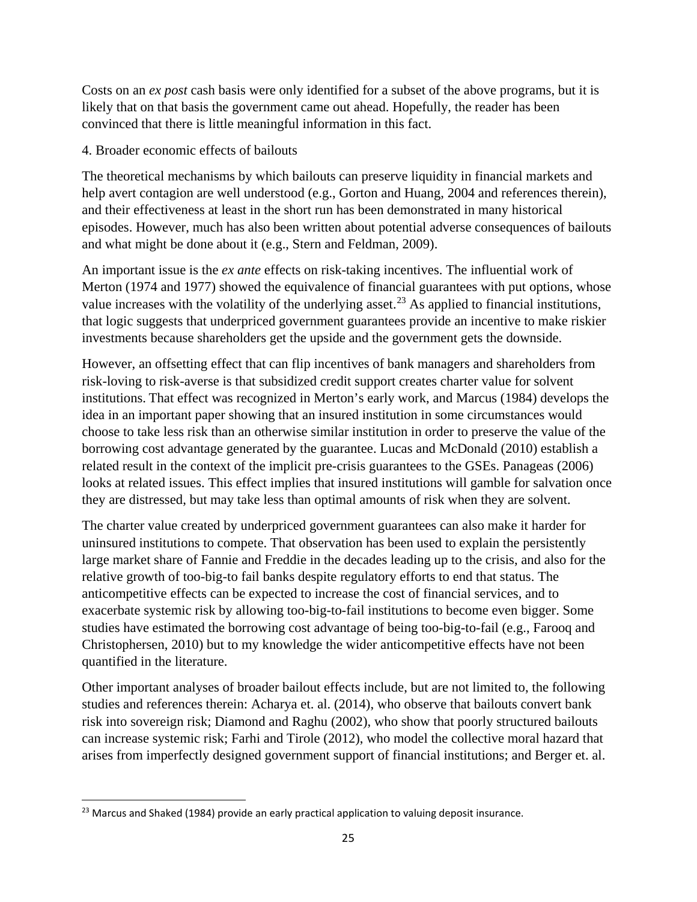Costs on an *ex post* cash basis were only identified for a subset of the above programs, but it is likely that on that basis the government came out ahead. Hopefully, the reader has been convinced that there is little meaningful information in this fact.

## 4. Broader economic effects of bailouts

The theoretical mechanisms by which bailouts can preserve liquidity in financial markets and help avert contagion are well understood (e.g., Gorton and Huang, 2004 and references therein), and their effectiveness at least in the short run has been demonstrated in many historical episodes. However, much has also been written about potential adverse consequences of bailouts and what might be done about it (e.g., Stern and Feldman, 2009).

An important issue is the *ex ante* effects on risk-taking incentives. The influential work of Merton (1974 and 1977) showed the equivalence of financial guarantees with put options, whose value increases with the volatility of the underlying asset.[23] As applied to financial institutions, that logic suggests that underpriced government guarantees provide an incentive to make riskier investments because shareholders get the upside and the government gets the downside.

However, an offsetting effect that can flip incentives of bank managers and shareholders from risk-loving to risk-averse is that subsidized credit support creates charter value for solvent institutions. That effect was recognized in Merton's early work, and Marcus (1984) develops the idea in an important paper showing that an insured institution in some circumstances would choose to take less risk than an otherwise similar institution in order to preserve the value of the borrowing cost advantage generated by the guarantee. Lucas and McDonald (2010) establish a related result in the context of the implicit pre-crisis guarantees to the GSEs. Panageas (2006) looks at related issues. This effect implies that insured institutions will gamble for salvation once they are distressed, but may take less than optimal amounts of risk when they are solvent.

The charter value created by underpriced government guarantees can also make it harder for uninsured institutions to compete. That observation has been used to explain the persistently large market share of Fannie and Freddie in the decades leading up to the crisis, and also for the relative growth of too-big-to fail banks despite regulatory efforts to end that status. The anticompetitive effects can be expected to increase the cost of financial services, and to exacerbate systemic risk by allowing too-big-to-fail institutions to become even bigger. Some studies have estimated the borrowing cost advantage of being too-big-to-fail (e.g., Farooq and Christophersen, 2010) but to my knowledge the wider anticompetitive effects have not been quantified in the literature.

Other important analyses of broader bailout effects include, but are not limited to, the following studies and references therein: Acharya et. al. (2014), who observe that bailouts convert bank risk into sovereign risk; Diamond and Raghu (2002), who show that poorly structured bailouts can increase systemic risk; Farhi and Tirole (2012), who model the collective moral hazard that arises from imperfectly designed government support of financial institutions; and Berger et. al.

[23] Marcus and Shaked (1984) provide an early practical application to valuing deposit insurance.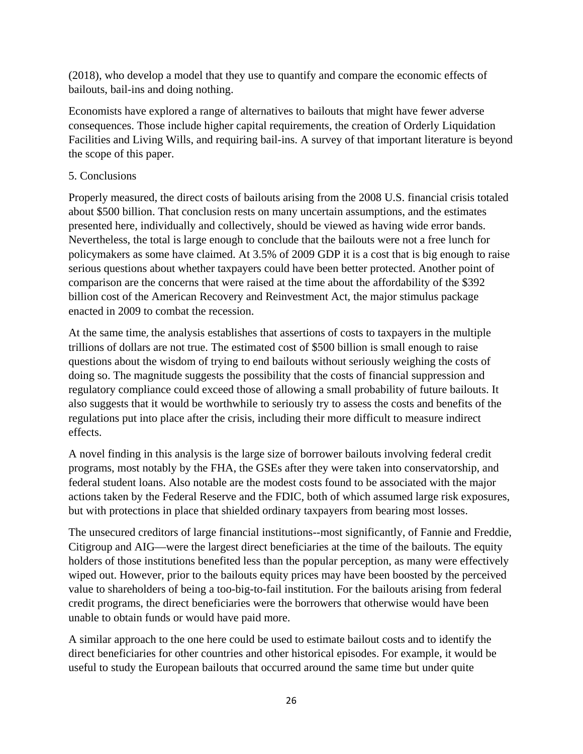(2018), who develop a model that they use to quantify and compare the economic effects of bailouts, bail-ins and doing nothing.

Economists have explored a range of alternatives to bailouts that might have fewer adverse consequences. Those include higher capital requirements, the creation of Orderly Liquidation Facilities and Living Wills, and requiring bail-ins. A survey of that important literature is beyond the scope of this paper.

## 5. Conclusions

Properly measured, the direct costs of bailouts arising from the 2008 U.S. financial crisis totaled about $500 billion. That conclusion rests on many uncertain assumptions, and the estimates presented here, individually and collectively, should be viewed as having wide error bands. Nevertheless, the total is large enough to conclude that the bailouts were not a free lunch for policymakers as some have claimed. At 3.5% of 2009 GDP it is a cost that is big enough to raise serious questions about whether taxpayers could have been better protected. Another point of comparison are the concerns that were raised at the time about the affordability of the $392 billion cost of the American Recovery and Reinvestment Act, the major stimulus package enacted in 2009 to combat the recession.

At the same time, the analysis establishes that assertions of costs to taxpayers in the multiple trillions of dollars are not true. The estimated cost of $500 billion is small enough to raise questions about the wisdom of trying to end bailouts without seriously weighing the costs of doing so. The magnitude suggests the possibility that the costs of financial suppression and regulatory compliance could exceed those of allowing a small probability of future bailouts. It also suggests that it would be worthwhile to seriously try to assess the costs and benefits of the regulations put into place after the crisis, including their more difficult to measure indirect effects.

A novel finding in this analysis is the large size of borrower bailouts involving federal credit programs, most notably by the FHA, the GSEs after they were taken into conservatorship, and federal student loans. Also notable are the modest costs found to be associated with the major actions taken by the Federal Reserve and the FDIC, both of which assumed large risk exposures, but with protections in place that shielded ordinary taxpayers from bearing most losses.

The unsecured creditors of large financial institutions--most significantly, of Fannie and Freddie, Citigroup and AIG—were the largest direct beneficiaries at the time of the bailouts. The equity holders of those institutions benefited less than the popular perception, as many were effectively wiped out. However, prior to the bailouts equity prices may have been boosted by the perceived value to shareholders of being a too-big-to-fail institution. For the bailouts arising from federal credit programs, the direct beneficiaries were the borrowers that otherwise would have been unable to obtain funds or would have paid more.

A similar approach to the one here could be used to estimate bailout costs and to identify the direct beneficiaries for other countries and other historical episodes. For example, it would be useful to study the European bailouts that occurred around the same time but under quite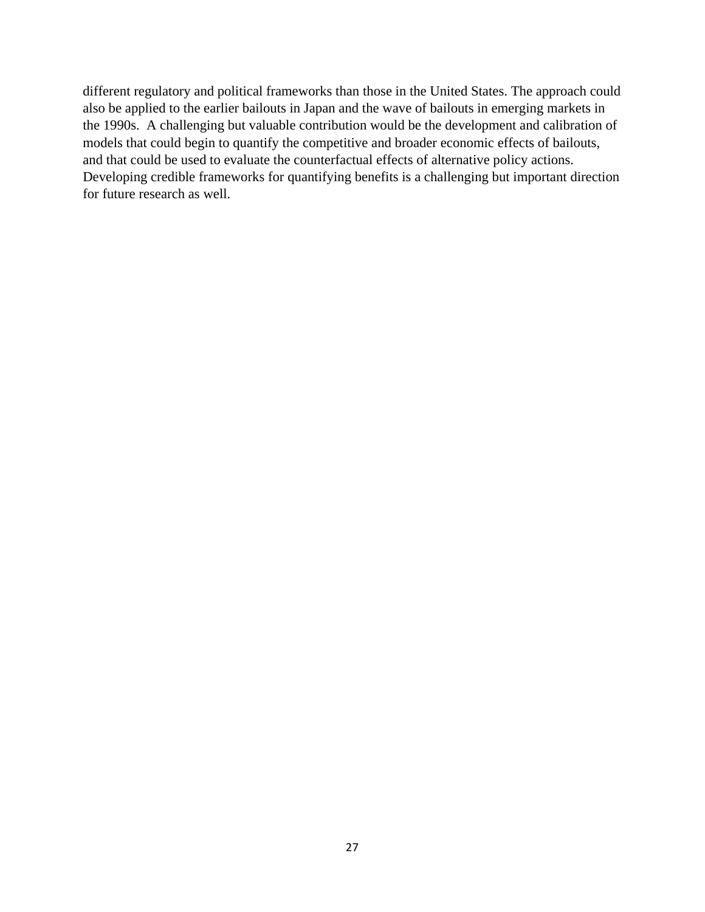different regulatory and political frameworks than those in the United States. The approach could also be applied to the earlier bailouts in Japan and the wave of bailouts in emerging markets in the 1990s. A challenging but valuable contribution would be the development and calibration of models that could begin to quantify the competitive and broader economic effects of bailouts, and that could be used to evaluate the counterfactual effects of alternative policy actions. Developing credible frameworks for quantifying benefits is a challenging but important direction for future research as well.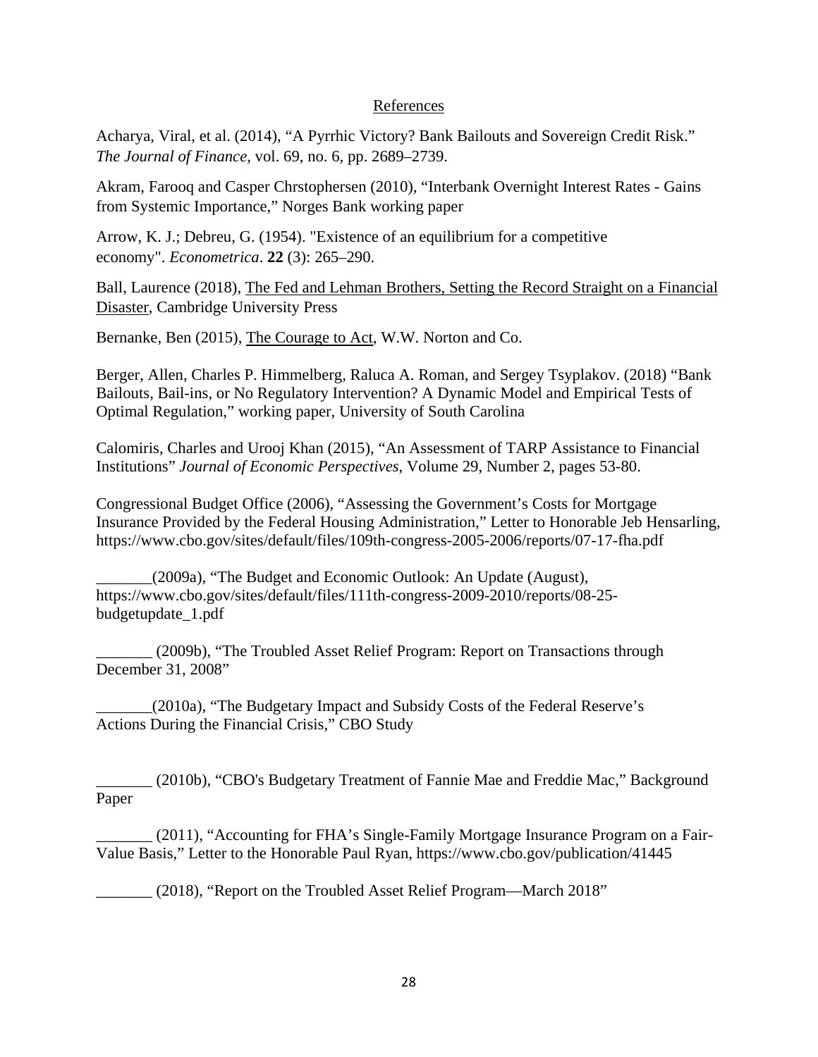## References

Acharya, Viral, et al. (2014), "A Pyrrhic Victory? Bank Bailouts and Sovereign Credit Risk." *The Journal of Finance*, vol. 69, no. 6, pp. 2689–2739.

Akram, Farooq and Casper Chrstophersen (2010), "Interbank Overnight Interest Rates - Gains from Systemic Importance," Norges Bank working paper

Arrow, K. J.; Debreu, G. (1954). "Existence of an equilibrium for a competitive economy". *Econometrica*. **22** (3): 265–290.

Ball, Laurence (2018), <u>The Fed and Lehman Brothers, Setting the Record Straight on a Financial Disaster</u>, Cambridge University Press

Bernanke, Ben (2015), <u>The Courage to Act</u>, W.W. Norton and Co.

Berger, Allen, Charles P. Himmelberg, Raluca A. Roman, and Sergey Tsyplakov. (2018) "Bank Bailouts, Bail-ins, or No Regulatory Intervention? A Dynamic Model and Empirical Tests of Optimal Regulation," working paper, University of South Carolina

Calomiris, Charles and Urooj Khan (2015), "An Assessment of TARP Assistance to Financial Institutions" *Journal of Economic Perspectives*, Volume 29, Number 2, pages 53-80.

Congressional Budget Office (2006), "Assessing the Government's Costs for Mortgage Insurance Provided by the Federal Housing Administration," Letter to Honorable Jeb Hensarling, https://www.cbo.gov/sites/default/files/109th-congress-2005-2006/reports/07-17-fha.pdf

_______(2009a), "The Budget and Economic Outlook: An Update (August), https://www.cbo.gov/sites/default/files/111th-congress-2009-2010/reports/08-25-budgetupdate_1.pdf

_______ (2009b), "The Troubled Asset Relief Program: Report on Transactions through December 31, 2008"

_______(2010a), "The Budgetary Impact and Subsidy Costs of the Federal Reserve's Actions During the Financial Crisis," CBO Study

_______ (2010b), "CBO's Budgetary Treatment of Fannie Mae and Freddie Mac," Background Paper

_______ (2011), "Accounting for FHA's Single-Family Mortgage Insurance Program on a Fair-Value Basis," Letter to the Honorable Paul Ryan, https://www.cbo.gov/publication/41445

_______ (2018), "Report on the Troubled Asset Relief Program—March 2018"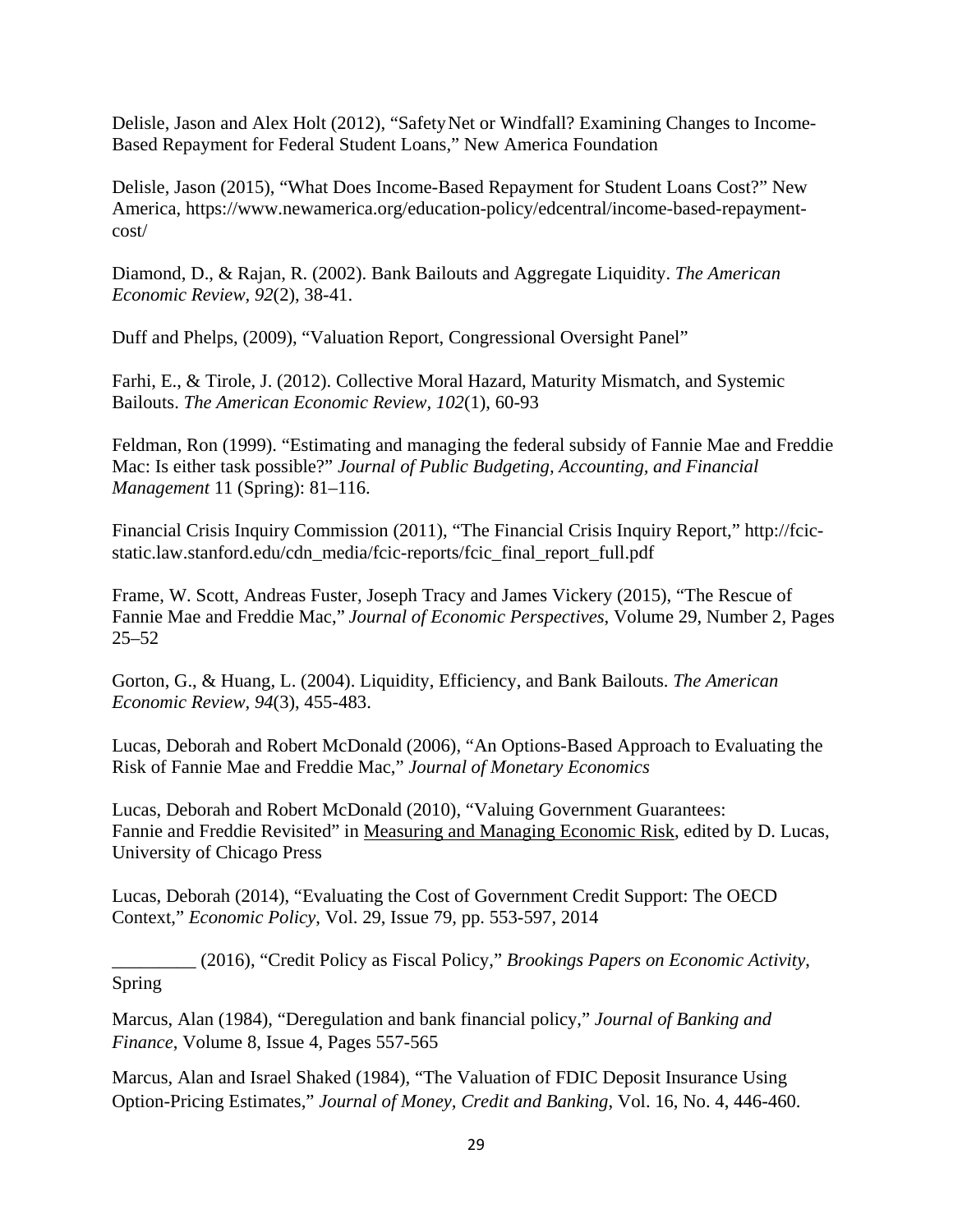Delisle, Jason and Alex Holt (2012), "Safety Net or Windfall? Examining Changes to Income-Based Repayment for Federal Student Loans," New America Foundation

Delisle, Jason (2015), "What Does Income-Based Repayment for Student Loans Cost?" New America, https://www.newamerica.org/education-policy/edcentral/income-based-repayment-cost/

Diamond, D., & Rajan, R. (2002). Bank Bailouts and Aggregate Liquidity. *The American Economic Review, 92*(2), 38-41.

Duff and Phelps, (2009), "Valuation Report, Congressional Oversight Panel"

Farhi, E., & Tirole, J. (2012). Collective Moral Hazard, Maturity Mismatch, and Systemic Bailouts. *The American Economic Review, 102*(1), 60-93

Feldman, Ron (1999). "Estimating and managing the federal subsidy of Fannie Mae and Freddie Mac: Is either task possible?" *Journal of Public Budgeting, Accounting, and Financial Management* 11 (Spring): 81–116.

Financial Crisis Inquiry Commission (2011), "The Financial Crisis Inquiry Report," http://fcic-static.law.stanford.edu/cdn_media/fcic-reports/fcic_final_report_full.pdf

Frame, W. Scott, Andreas Fuster, Joseph Tracy and James Vickery (2015), "The Rescue of Fannie Mae and Freddie Mac," *Journal of Economic Perspectives*, Volume 29, Number 2, Pages 25–52

Gorton, G., & Huang, L. (2004). Liquidity, Efficiency, and Bank Bailouts. *The American Economic Review, 94*(3), 455-483.

Lucas, Deborah and Robert McDonald (2006), "An Options-Based Approach to Evaluating the Risk of Fannie Mae and Freddie Mac," *Journal of Monetary Economics*

Lucas, Deborah and Robert McDonald (2010), "Valuing Government Guarantees: Fannie and Freddie Revisited" in Measuring and Managing Economic Risk, edited by D. Lucas, University of Chicago Press

Lucas, Deborah (2014), "Evaluating the Cost of Government Credit Support: The OECD Context," *Economic Policy*, Vol. 29, Issue 79, pp. 553-597, 2014

_________ (2016), "Credit Policy as Fiscal Policy," *Brookings Papers on Economic Activity*, Spring

Marcus, Alan (1984), "Deregulation and bank financial policy," *Journal of Banking and Finance*, Volume 8, Issue 4, Pages 557-565

Marcus, Alan and Israel Shaked (1984), "The Valuation of FDIC Deposit Insurance Using Option-Pricing Estimates," *Journal of Money, Credit and Banking*, Vol. 16, No. 4, 446-460.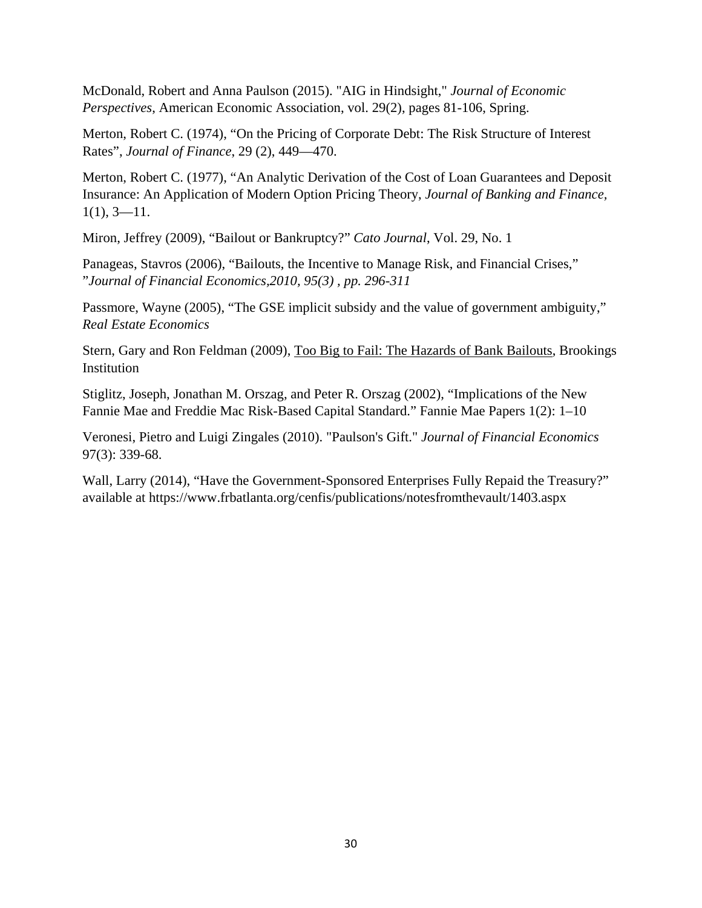McDonald, Robert and Anna Paulson (2015). "AIG in Hindsight," *Journal of Economic Perspectives*, American Economic Association, vol. 29(2), pages 81-106, Spring.

Merton, Robert C. (1974), "On the Pricing of Corporate Debt: The Risk Structure of Interest Rates", *Journal of Finance*, 29 (2), 449—470.

Merton, Robert C. (1977), "An Analytic Derivation of the Cost of Loan Guarantees and Deposit Insurance: An Application of Modern Option Pricing Theory, *Journal of Banking and Finance,* 1(1), 3—11.

Miron, Jeffrey (2009), "Bailout or Bankruptcy?" *Cato Journal*, Vol. 29, No. 1

Panageas, Stavros (2006), "Bailouts, the Incentive to Manage Risk, and Financial Crises," "*Journal of Financial Economics,2010, 95(3) , pp. 296-311*

Passmore, Wayne (2005), "The GSE implicit subsidy and the value of government ambiguity," *Real Estate Economics*

Stern, Gary and Ron Feldman (2009), <u>Too Big to Fail: The Hazards of Bank Bailouts</u>, Brookings Institution

Stiglitz, Joseph, Jonathan M. Orszag, and Peter R. Orszag (2002), "Implications of the New Fannie Mae and Freddie Mac Risk-Based Capital Standard." Fannie Mae Papers 1(2): 1–10

Veronesi, Pietro and Luigi Zingales (2010). "Paulson's Gift." *Journal of Financial Economics* 97(3): 339-68.

Wall, Larry (2014), "Have the Government-Sponsored Enterprises Fully Repaid the Treasury?" available at https://www.frbatlanta.org/cenfis/publications/notesfromthevault/1403.aspx